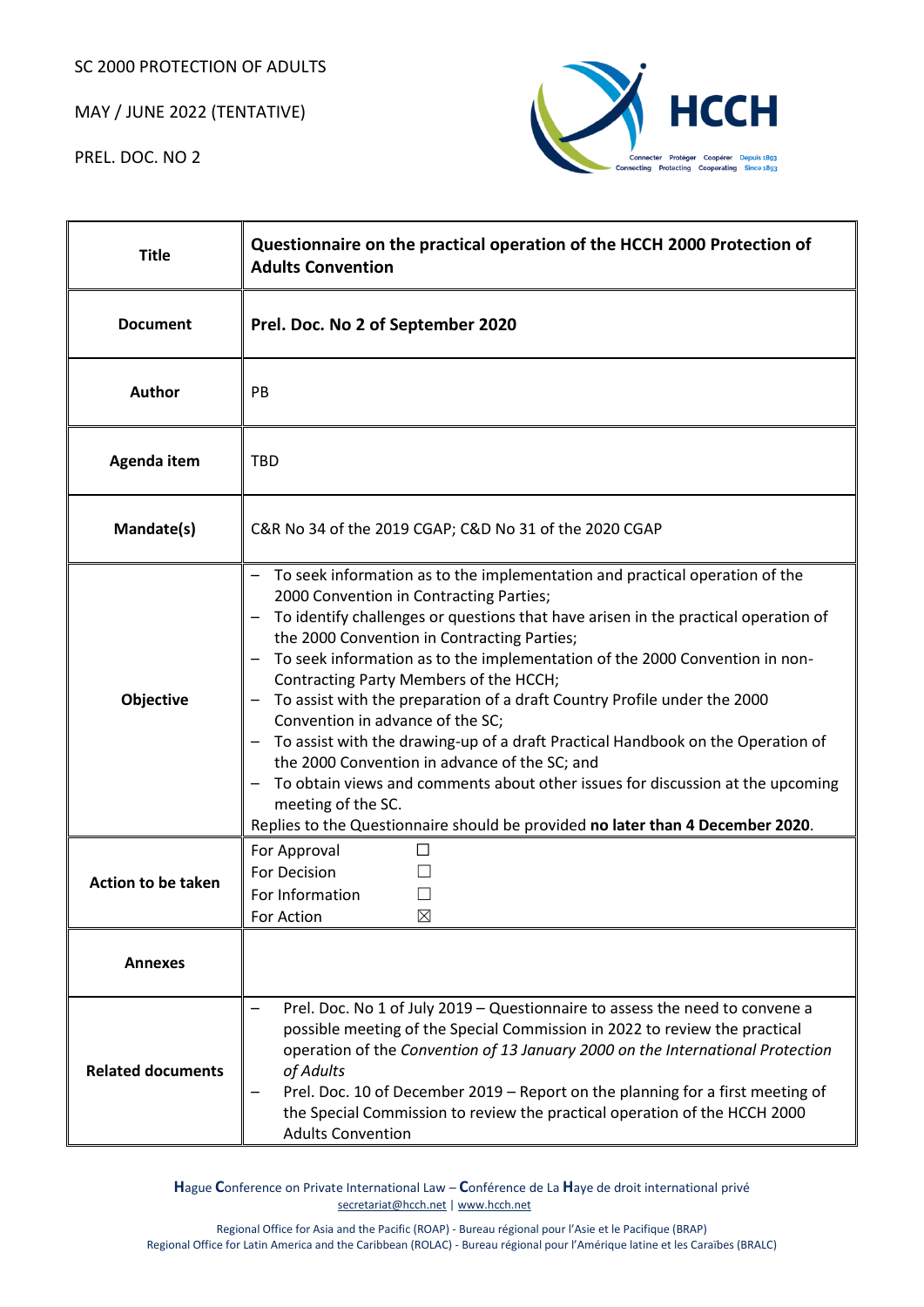SC 2000 PROTECTION OF ADULTS

MAY / JUNE 2022 (TENTATIVE)

PREL. DOC. NO 2

| | |
|---|---|
| **Title** | **Questionnaire on the practical operation of the HCCH 2000 Protection of Adults Convention** |
| **Document** | **Prel. Doc. No 2 of September 2020** |
| **Author** | PB |
| **Agenda item** | TBD |
| **Mandate(s)** | C&R No 34 of the 2019 CGAP; C&D No 31 of the 2020 CGAP |
| **Objective** | – To seek information as to the implementation and practical operation of the 2000 Convention in Contracting Parties;<br>– To identify challenges or questions that have arisen in the practical operation of the 2000 Convention in Contracting Parties;<br>– To seek information as to the implementation of the 2000 Convention in non-Contracting Party Members of the HCCH;<br>– To assist with the preparation of a draft Country Profile under the 2000 Convention in advance of the SC;<br>– To assist with the drawing-up of a draft Practical Handbook on the Operation of the 2000 Convention in advance of the SC; and<br>– To obtain views and comments about other issues for discussion at the upcoming meeting of the SC.<br>Replies to the Questionnaire should be provided **no later than 4 December 2020**. |
| **Action to be taken** | For Approval ☐<br>For Decision ☐<br>For Information ☐<br>For Action ☒ |
| **Annexes** | |
| **Related documents** | – Prel. Doc. No 1 of July 2019 – Questionnaire to assess the need to convene a possible meeting of the Special Commission in 2022 to review the practical operation of the *Convention of 13 January 2000 on the International Protection of Adults*<br>– Prel. Doc. 10 of December 2019 – Report on the planning for a first meeting of the Special Commission to review the practical operation of the HCCH 2000 Adults Convention |

**H**ague **C**onference on Private International Law – **C**onférence de La **H**aye de droit international privé
secretariat@hcch.net | www.hcch.net

Regional Office for Asia and the Pacific (ROAP) - Bureau régional pour l'Asie et le Pacifique (BRAP)
Regional Office for Latin America and the Caribbean (ROLAC) - Bureau régional pour l'Amérique latine et les Caraïbes (BRALC)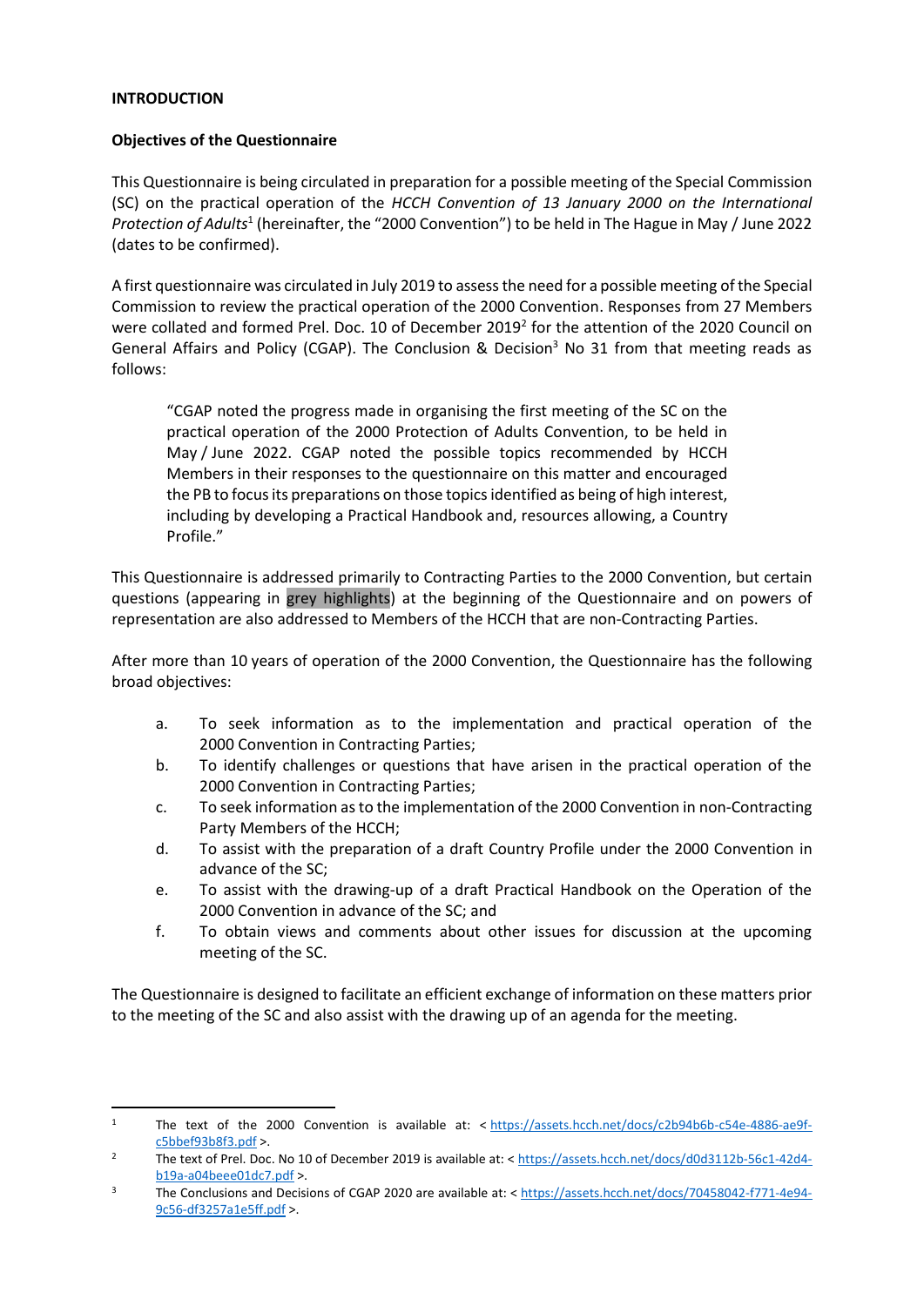**INTRODUCTION**

**Objectives of the Questionnaire**

This Questionnaire is being circulated in preparation for a possible meeting of the Special Commission (SC) on the practical operation of the *HCCH Convention of 13 January 2000 on the International Protection of Adults*[1] (hereinafter, the "2000 Convention") to be held in The Hague in May / June 2022 (dates to be confirmed).

A first questionnaire was circulated in July 2019 to assess the need for a possible meeting of the Special Commission to review the practical operation of the 2000 Convention. Responses from 27 Members were collated and formed Prel. Doc. 10 of December 2019[2] for the attention of the 2020 Council on General Affairs and Policy (CGAP). The Conclusion & Decision[3] No 31 from that meeting reads as follows:

> "CGAP noted the progress made in organising the first meeting of the SC on the practical operation of the 2000 Protection of Adults Convention, to be held in May / June 2022. CGAP noted the possible topics recommended by HCCH Members in their responses to the questionnaire on this matter and encouraged the PB to focus its preparations on those topics identified as being of high interest, including by developing a Practical Handbook and, resources allowing, a Country Profile."

This Questionnaire is addressed primarily to Contracting Parties to the 2000 Convention, but certain questions (appearing in grey highlights) at the beginning of the Questionnaire and on powers of representation are also addressed to Members of the HCCH that are non-Contracting Parties.

After more than 10 years of operation of the 2000 Convention, the Questionnaire has the following broad objectives:

a. To seek information as to the implementation and practical operation of the 2000 Convention in Contracting Parties;
b. To identify challenges or questions that have arisen in the practical operation of the 2000 Convention in Contracting Parties;
c. To seek information as to the implementation of the 2000 Convention in non-Contracting Party Members of the HCCH;
d. To assist with the preparation of a draft Country Profile under the 2000 Convention in advance of the SC;
e. To assist with the drawing-up of a draft Practical Handbook on the Operation of the 2000 Convention in advance of the SC; and
f. To obtain views and comments about other issues for discussion at the upcoming meeting of the SC.

The Questionnaire is designed to facilitate an efficient exchange of information on these matters prior to the meeting of the SC and also assist with the drawing up of an agenda for the meeting.

---

[1] The text of the 2000 Convention is available at: < https://assets.hcch.net/docs/c2b94b6b-c54e-4886-ae9f-c5bbef93b8f3.pdf >.

[2] The text of Prel. Doc. No 10 of December 2019 is available at: < https://assets.hcch.net/docs/d0d3112b-56c1-42d4-b19a-a04beee01dc7.pdf >.

[3] The Conclusions and Decisions of CGAP 2020 are available at: < https://assets.hcch.net/docs/70458042-f771-4e94-9c56-df3257a1e5ff.pdf >.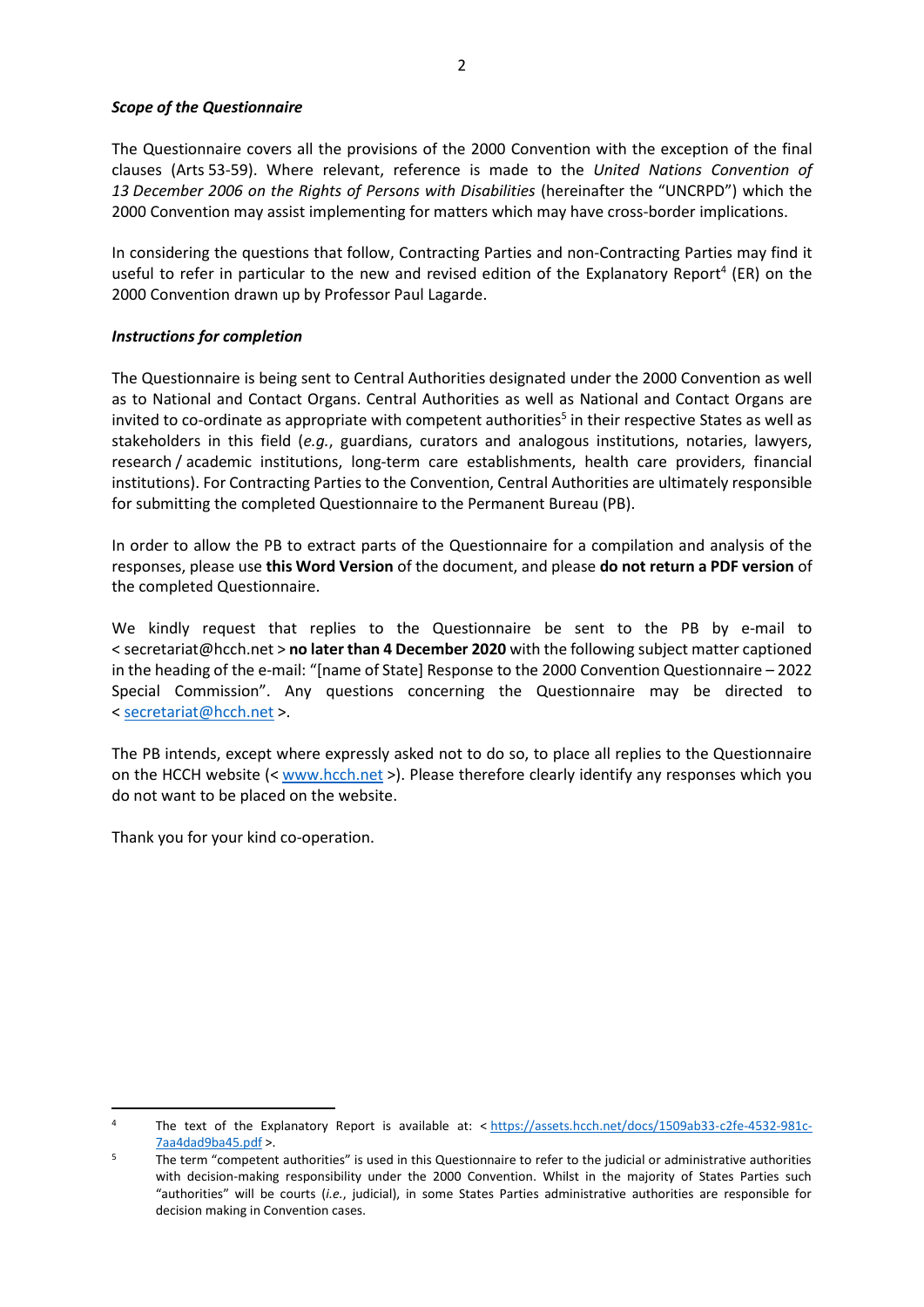***Scope of the Questionnaire***

The Questionnaire covers all the provisions of the 2000 Convention with the exception of the final clauses (Arts 53-59). Where relevant, reference is made to the *United Nations Convention of 13 December 2006 on the Rights of Persons with Disabilities* (hereinafter the "UNCRPD") which the 2000 Convention may assist implementing for matters which may have cross-border implications.

In considering the questions that follow, Contracting Parties and non-Contracting Parties may find it useful to refer in particular to the new and revised edition of the Explanatory Report[4] (ER) on the 2000 Convention drawn up by Professor Paul Lagarde.

***Instructions for completion***

The Questionnaire is being sent to Central Authorities designated under the 2000 Convention as well as to National and Contact Organs. Central Authorities as well as National and Contact Organs are invited to co-ordinate as appropriate with competent authorities[5] in their respective States as well as stakeholders in this field (*e.g.*, guardians, curators and analogous institutions, notaries, lawyers, research / academic institutions, long-term care establishments, health care providers, financial institutions). For Contracting Parties to the Convention, Central Authorities are ultimately responsible for submitting the completed Questionnaire to the Permanent Bureau (PB).

In order to allow the PB to extract parts of the Questionnaire for a compilation and analysis of the responses, please use **this Word Version** of the document, and please **do not return a PDF version** of the completed Questionnaire.

We kindly request that replies to the Questionnaire be sent to the PB by e-mail to < secretariat@hcch.net > **no later than 4 December 2020** with the following subject matter captioned in the heading of the e-mail: "[name of State] Response to the 2000 Convention Questionnaire – 2022 Special Commission". Any questions concerning the Questionnaire may be directed to < secretariat@hcch.net >.

The PB intends, except where expressly asked not to do so, to place all replies to the Questionnaire on the HCCH website (< www.hcch.net >). Please therefore clearly identify any responses which you do not want to be placed on the website.

Thank you for your kind co-operation.

---

[4] The text of the Explanatory Report is available at: < https://assets.hcch.net/docs/1509ab33-c2fe-4532-981c-7aa4dad9ba45.pdf >.

[5] The term "competent authorities" is used in this Questionnaire to refer to the judicial or administrative authorities with decision-making responsibility under the 2000 Convention. Whilst in the majority of States Parties such "authorities" will be courts (*i.e.*, judicial), in some States Parties administrative authorities are responsible for decision making in Convention cases.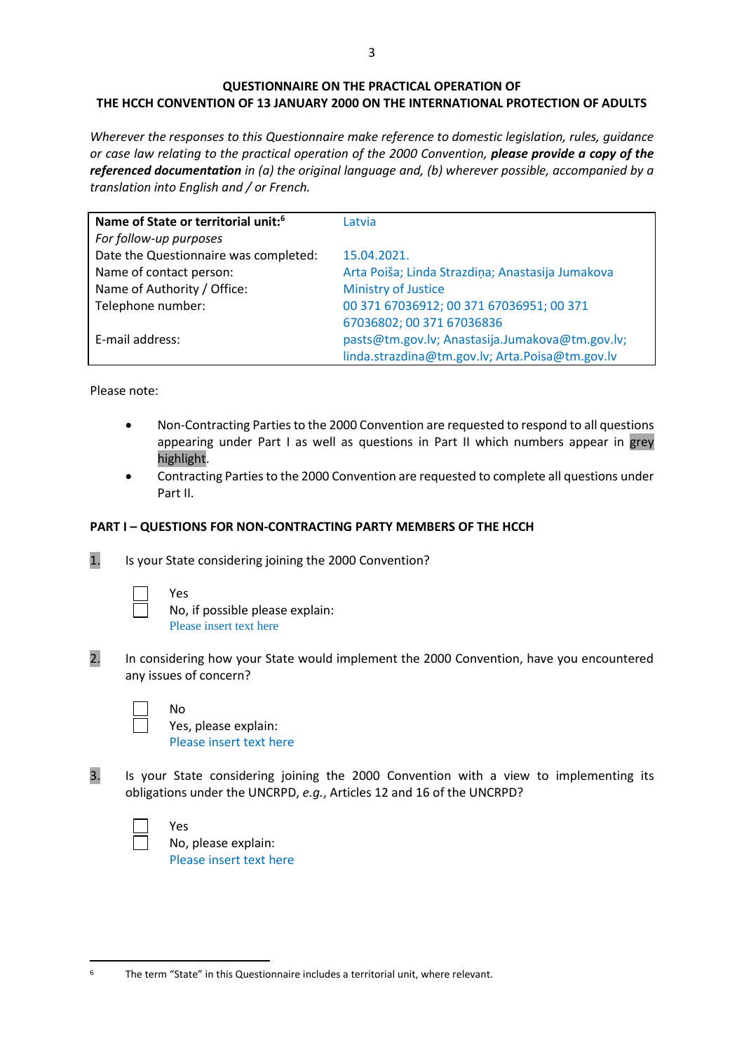**QUESTIONNAIRE ON THE PRACTICAL OPERATION OF THE HCCH CONVENTION OF 13 JANUARY 2000 ON THE INTERNATIONAL PROTECTION OF ADULTS**

*Wherever the responses to this Questionnaire make reference to domestic legislation, rules, guidance or case law relating to the practical operation of the 2000 Convention, **please provide a copy of the referenced documentation** in (a) the original language and, (b) wherever possible, accompanied by a translation into English and / or French.*

| **Name of State or territorial unit:**[6] | Latvia |
|---|---|
| *For follow-up purposes* | |
| Date the Questionnaire was completed: | 15.04.2021. |
| Name of contact person: | Arta Poiša; Linda Strazdiņa; Anastasija Jumakova |
| Name of Authority / Office: | Ministry of Justice |
| Telephone number: | 00 371 67036912; 00 371 67036951; 00 371 67036802; 00 371 67036836 |
| E-mail address: | pasts@tm.gov.lv; Anastasija.Jumakova@tm.gov.lv; linda.strazdina@tm.gov.lv; Arta.Poisa@tm.gov.lv |

Please note:

- Non-Contracting Parties to the 2000 Convention are requested to respond to all questions appearing under Part I as well as questions in Part II which numbers appear in grey highlight.
- Contracting Parties to the 2000 Convention are requested to complete all questions under Part II.

## PART I – QUESTIONS FOR NON-CONTRACTING PARTY MEMBERS OF THE HCCH

1. Is your State considering joining the 2000 Convention?

   ☐ Yes
   ☐ No, if possible please explain:
   Please insert text here

2. In considering how your State would implement the 2000 Convention, have you encountered any issues of concern?

   ☐ No
   ☐ Yes, please explain:
   Please insert text here

3. Is your State considering joining the 2000 Convention with a view to implementing its obligations under the UNCRPD, *e.g.*, Articles 12 and 16 of the UNCRPD?

   ☐ Yes
   ☐ No, please explain:
   Please insert text here

[6] The term "State" in this Questionnaire includes a territorial unit, where relevant.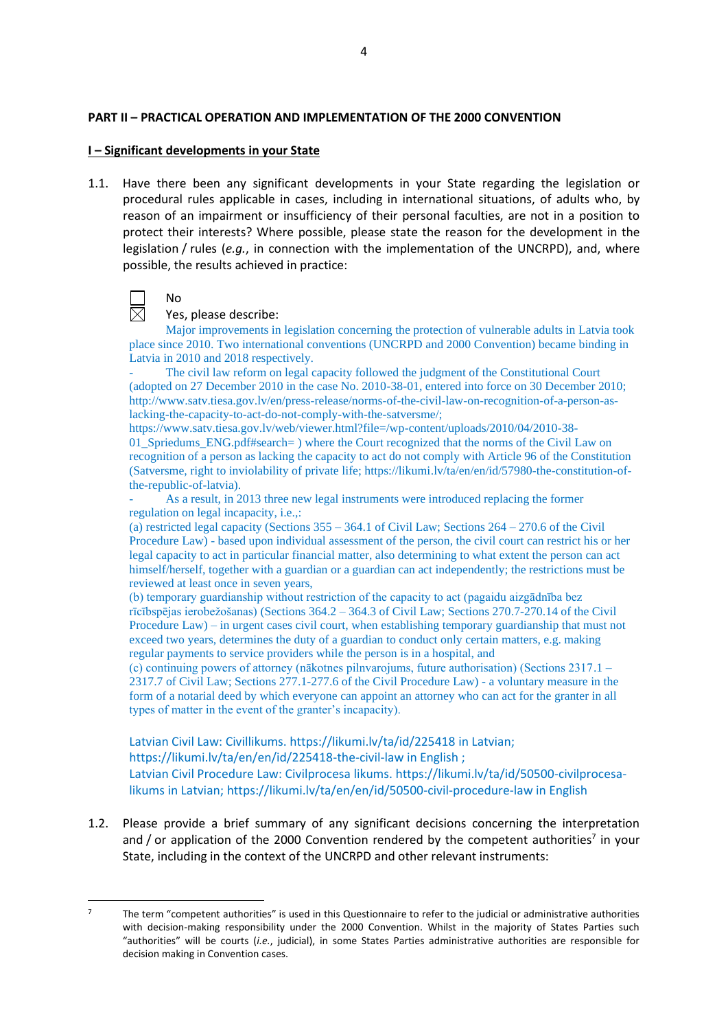**PART II – PRACTICAL OPERATION AND IMPLEMENTATION OF THE 2000 CONVENTION**

**I – Significant developments in your State**

1.1. Have there been any significant developments in your State regarding the legislation or procedural rules applicable in cases, including in international situations, of adults who, by reason of an impairment or insufficiency of their personal faculties, are not in a position to protect their interests? Where possible, please state the reason for the development in the legislation / rules (*e.g.*, in connection with the implementation of the UNCRPD), and, where possible, the results achieved in practice:

☐ No

☒ Yes, please describe:

Major improvements in legislation concerning the protection of vulnerable adults in Latvia took place since 2010. Two international conventions (UNCRPD and 2000 Convention) became binding in Latvia in 2010 and 2018 respectively.

- The civil law reform on legal capacity followed the judgment of the Constitutional Court (adopted on 27 December 2010 in the case No. 2010-38-01, entered into force on 30 December 2010; http://www.satv.tiesa.gov.lv/en/press-release/norms-of-the-civil-law-on-recognition-of-a-person-as-lacking-the-capacity-to-act-do-not-comply-with-the-satversme/; https://www.satv.tiesa.gov.lv/web/viewer.html?file=/wp-content/uploads/2010/04/2010-38-01_Spriedums_ENG.pdf#search= ) where the Court recognized that the norms of the Civil Law on recognition of a person as lacking the capacity to act do not comply with Article 96 of the Constitution (Satversme, right to inviolability of private life; https://likumi.lv/ta/en/en/id/57980-the-constitution-of-the-republic-of-latvia).
- As a result, in 2013 three new legal instruments were introduced replacing the former regulation on legal incapacity, i.e.,:

(a) restricted legal capacity (Sections 355 – 364.1 of Civil Law; Sections 264 – 270.6 of the Civil Procedure Law) - based upon individual assessment of the person, the civil court can restrict his or her legal capacity to act in particular financial matter, also determining to what extent the person can act himself/herself, together with a guardian or a guardian can act independently; the restrictions must be reviewed at least once in seven years,

(b) temporary guardianship without restriction of the capacity to act (pagaidu aizgādnība bez rīcībspējas ierobežošanas) (Sections 364.2 – 364.3 of Civil Law; Sections 270.7-270.14 of the Civil Procedure Law) – in urgent cases civil court, when establishing temporary guardianship that must not exceed two years, determines the duty of a guardian to conduct only certain matters, e.g. making regular payments to service providers while the person is in a hospital, and

(c) continuing powers of attorney (nākotnes pilnvarojums, future authorisation) (Sections 2317.1 – 2317.7 of Civil Law; Sections 277.1-277.6 of the Civil Procedure Law) - a voluntary measure in the form of a notarial deed by which everyone can appoint an attorney who can act for the granter in all types of matter in the event of the granter's incapacity).

Latvian Civil Law: Civillikums. https://likumi.lv/ta/id/225418 in Latvian; https://likumi.lv/ta/en/en/id/225418-the-civil-law in English ;
Latvian Civil Procedure Law: Civilprocesa likums. https://likumi.lv/ta/id/50500-civilprocesa-likums in Latvian; https://likumi.lv/ta/en/en/id/50500-civil-procedure-law in English

1.2. Please provide a brief summary of any significant decisions concerning the interpretation and / or application of the 2000 Convention rendered by the competent authorities[7] in your State, including in the context of the UNCRPD and other relevant instruments:

---

[7] The term "competent authorities" is used in this Questionnaire to refer to the judicial or administrative authorities with decision-making responsibility under the 2000 Convention. Whilst in the majority of States Parties such "authorities" will be courts (*i.e.*, judicial), in some States Parties administrative authorities are responsible for decision making in Convention cases.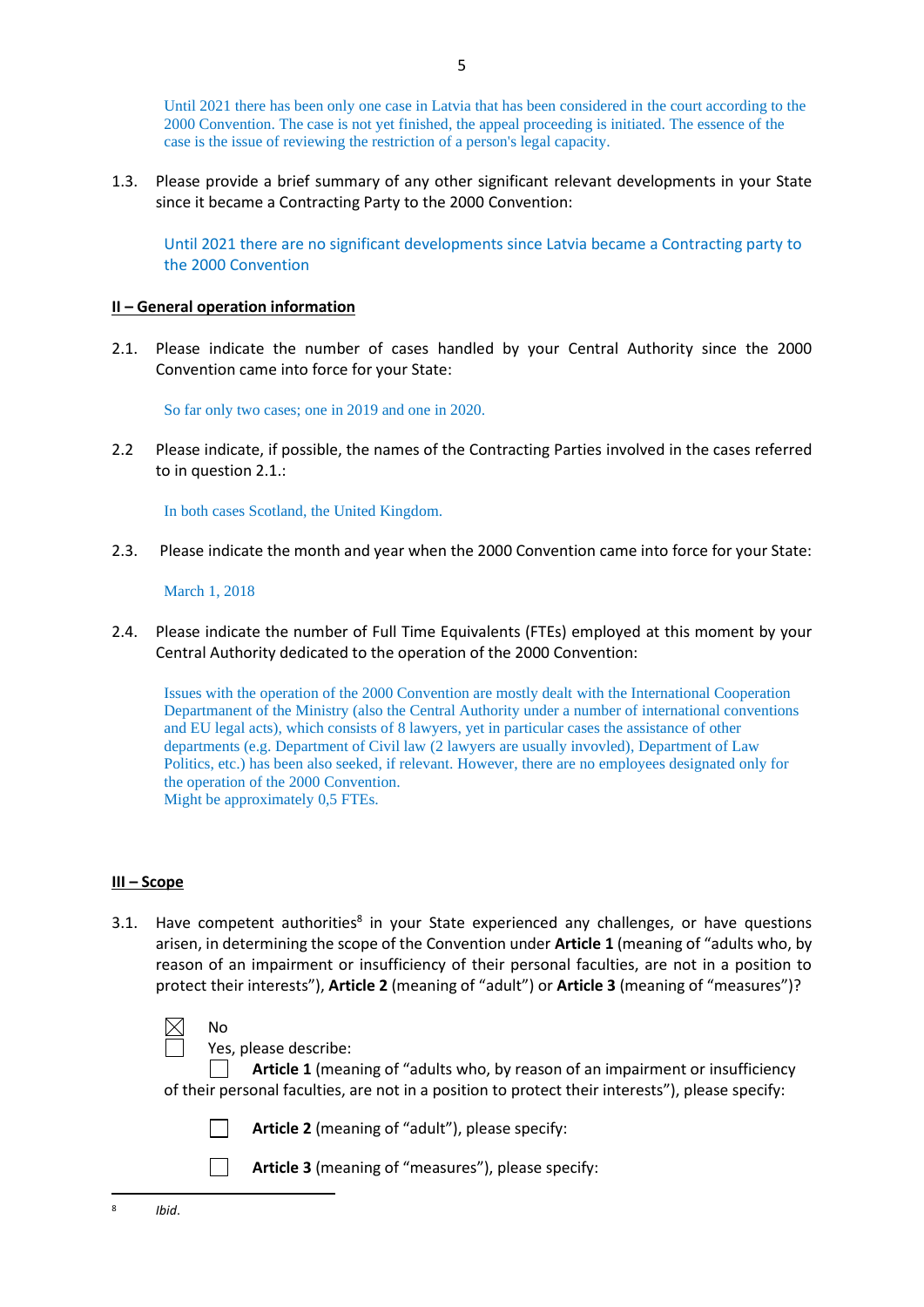Until 2021 there has been only one case in Latvia that has been considered in the court according to the 2000 Convention. The case is not yet finished, the appeal proceeding is initiated. The essence of the case is the issue of reviewing the restriction of a person's legal capacity.

1.3. Please provide a brief summary of any other significant relevant developments in your State since it became a Contracting Party to the 2000 Convention:

Until 2021 there are no significant developments since Latvia became a Contracting party to the 2000 Convention

**II – General operation information**

2.1. Please indicate the number of cases handled by your Central Authority since the 2000 Convention came into force for your State:

So far only two cases; one in 2019 and one in 2020.

2.2 Please indicate, if possible, the names of the Contracting Parties involved in the cases referred to in question 2.1.:

In both cases Scotland, the United Kingdom.

2.3. Please indicate the month and year when the 2000 Convention came into force for your State:

March 1, 2018

2.4. Please indicate the number of Full Time Equivalents (FTEs) employed at this moment by your Central Authority dedicated to the operation of the 2000 Convention:

Issues with the operation of the 2000 Convention are mostly dealt with the International Cooperation Departmanent of the Ministry (also the Central Authority under a number of international conventions and EU legal acts), which consists of 8 lawyers, yet in particular cases the assistance of other departments (e.g. Department of Civil law (2 lawyers are usually invovled), Department of Law Politics, etc.) has been also seeked, if relevant. However, there are no employees designated only for the operation of the 2000 Convention.
Might be approximately 0,5 FTEs.

**III – Scope**

3.1. Have competent authorities[8] in your State experienced any challenges, or have questions arisen, in determining the scope of the Convention under **Article 1** (meaning of "adults who, by reason of an impairment or insufficiency of their personal faculties, are not in a position to protect their interests"), **Article 2** (meaning of "adult") or **Article 3** (meaning of "measures")?

☒ No
☐ Yes, please describe:
☐ **Article 1** (meaning of "adults who, by reason of an impairment or insufficiency of their personal faculties, are not in a position to protect their interests"), please specify:

☐ **Article 2** (meaning of "adult"), please specify:

☐ **Article 3** (meaning of "measures"), please specify:

[8] *Ibid*.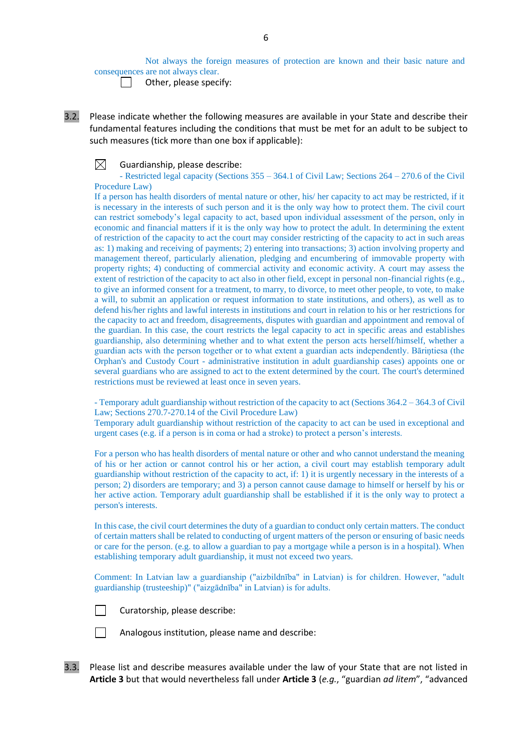Not always the foreign measures of protection are known and their basic nature and consequences are not always clear.

☐ Other, please specify:

**3.2.** Please indicate whether the following measures are available in your State and describe their fundamental features including the conditions that must be met for an adult to be subject to such measures (tick more than one box if applicable):

☒ Guardianship, please describe:

- Restricted legal capacity (Sections 355 – 364.1 of Civil Law; Sections 264 – 270.6 of the Civil Procedure Law)

If a person has health disorders of mental nature or other, his/ her capacity to act may be restricted, if it is necessary in the interests of such person and it is the only way how to protect them. The civil court can restrict somebody's legal capacity to act, based upon individual assessment of the person, only in economic and financial matters if it is the only way how to protect the adult. In determining the extent of restriction of the capacity to act the court may consider restricting of the capacity to act in such areas as: 1) making and receiving of payments; 2) entering into transactions; 3) action involving property and management thereof, particularly alienation, pledging and encumbering of immovable property with property rights; 4) conducting of commercial activity and economic activity. A court may assess the extent of restriction of the capacity to act also in other field, except in personal non-financial rights (e.g., to give an informed consent for a treatment, to marry, to divorce, to meet other people, to vote, to make a will, to submit an application or request information to state institutions, and others), as well as to defend his/her rights and lawful interests in institutions and court in relation to his or her restrictions for the capacity to act and freedom, disagreements, disputes with guardian and appointment and removal of the guardian. In this case, the court restricts the legal capacity to act in specific areas and establishes guardianship, also determining whether and to what extent the person acts herself/himself, whether a guardian acts with the person together or to what extent a guardian acts independently. Bāriņtiesa (the Orphan's and Custody Court - administrative institution in adult guardianship cases) appoints one or several guardians who are assigned to act to the extent determined by the court. The court's determined restrictions must be reviewed at least once in seven years.

- Temporary adult guardianship without restriction of the capacity to act (Sections 364.2 – 364.3 of Civil Law; Sections 270.7-270.14 of the Civil Procedure Law)

Temporary adult guardianship without restriction of the capacity to act can be used in exceptional and urgent cases (e.g. if a person is in coma or had a stroke) to protect a person's interests.

For a person who has health disorders of mental nature or other and who cannot understand the meaning of his or her action or cannot control his or her action, a civil court may establish temporary adult guardianship without restriction of the capacity to act, if: 1) it is urgently necessary in the interests of a person; 2) disorders are temporary; and 3) a person cannot cause damage to himself or herself by his or her active action. Temporary adult guardianship shall be established if it is the only way to protect a person's interests.

In this case, the civil court determines the duty of a guardian to conduct only certain matters. The conduct of certain matters shall be related to conducting of urgent matters of the person or ensuring of basic needs or care for the person. (e.g. to allow a guardian to pay a mortgage while a person is in a hospital). When establishing temporary adult guardianship, it must not exceed two years.

Comment: In Latvian law a guardianship ("aizbildnība" in Latvian) is for children. However, "adult guardianship (trusteeship)" ("aizgādnība" in Latvian) is for adults.

☐ Curatorship, please describe:

☐ Analogous institution, please name and describe:

**3.3.** Please list and describe measures available under the law of your State that are not listed in **Article 3** but that would nevertheless fall under **Article 3** (*e.g.*, "guardian *ad litem*", "advanced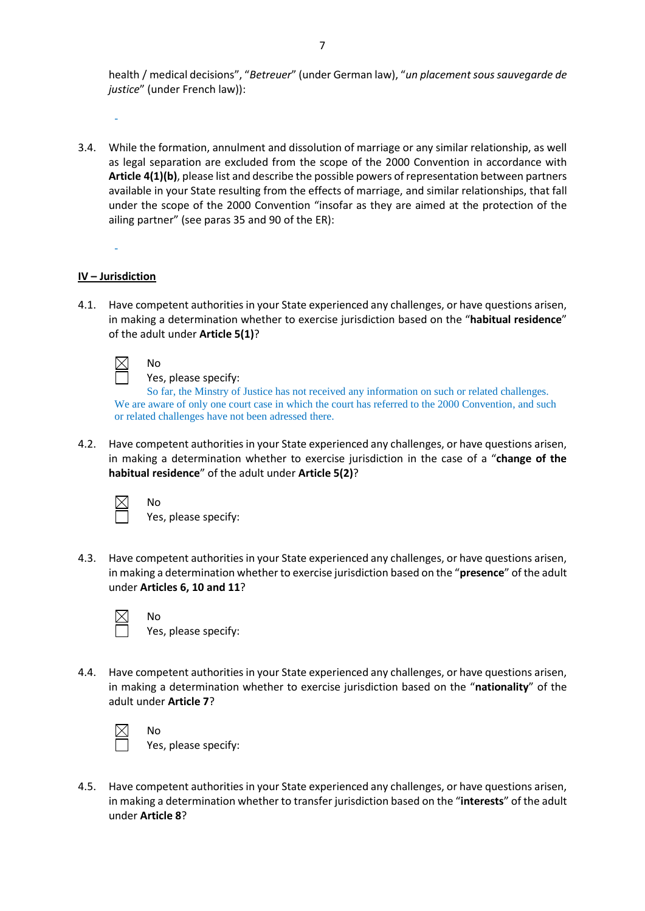health / medical decisions", "*Betreuer*" (under German law), "*un placement sous sauvegarde de justice*" (under French law)):

-

3.4. While the formation, annulment and dissolution of marriage or any similar relationship, as well as legal separation are excluded from the scope of the 2000 Convention in accordance with **Article 4(1)(b)**, please list and describe the possible powers of representation between partners available in your State resulting from the effects of marriage, and similar relationships, that fall under the scope of the 2000 Convention "insofar as they are aimed at the protection of the ailing partner" (see paras 35 and 90 of the ER):

-

## IV – Jurisdiction

4.1. Have competent authorities in your State experienced any challenges, or have questions arisen, in making a determination whether to exercise jurisdiction based on the "**habitual residence**" of the adult under **Article 5(1)**?

☒ No
☐ Yes, please specify:
So far, the Mintry of Justice has not received any information on such or related challenges. We are aware of only one court case in which the court has referred to the 2000 Convention, and such or related challenges have not been adressed there.

4.2. Have competent authorities in your State experienced any challenges, or have questions arisen, in making a determination whether to exercise jurisdiction in the case of a "**change of the habitual residence**" of the adult under **Article 5(2)**?

☒ No
☐ Yes, please specify:

4.3. Have competent authorities in your State experienced any challenges, or have questions arisen, in making a determination whether to exercise jurisdiction based on the "**presence**" of the adult under **Articles 6, 10 and 11**?

☒ No
☐ Yes, please specify:

4.4. Have competent authorities in your State experienced any challenges, or have questions arisen, in making a determination whether to exercise jurisdiction based on the "**nationality**" of the adult under **Article 7**?

☒ No
☐ Yes, please specify:

4.5. Have competent authorities in your State experienced any challenges, or have questions arisen, in making a determination whether to transfer jurisdiction based on the "**interests**" of the adult under **Article 8**?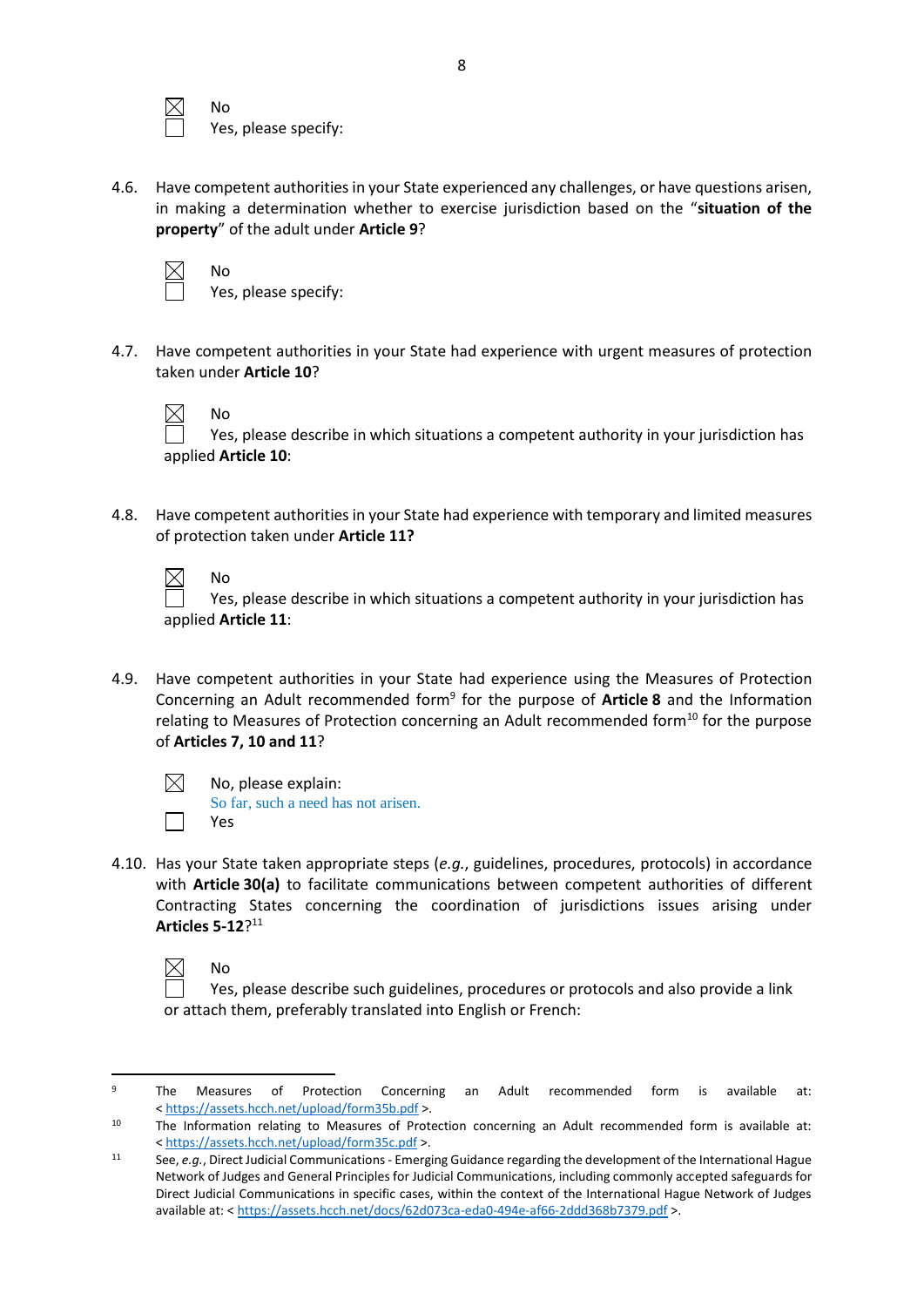☒ No
☐ Yes, please specify:

4.6. Have competent authorities in your State experienced any challenges, or have questions arisen, in making a determination whether to exercise jurisdiction based on the "**situation of the property**" of the adult under **Article 9**?

☒ No
☐ Yes, please specify:

4.7. Have competent authorities in your State had experience with urgent measures of protection taken under **Article 10**?

☒ No
☐ Yes, please describe in which situations a competent authority in your jurisdiction has applied **Article 10**:

4.8. Have competent authorities in your State had experience with temporary and limited measures of protection taken under **Article 11?**

☒ No
☐ Yes, please describe in which situations a competent authority in your jurisdiction has applied **Article 11**:

4.9. Have competent authorities in your State had experience using the Measures of Protection Concerning an Adult recommended form[9] for the purpose of **Article 8** and the Information relating to Measures of Protection concerning an Adult recommended form[10] for the purpose of **Articles 7, 10 and 11**?

☒ No, please explain:
So far, such a need has not arisen.
☐ Yes

4.10. Has your State taken appropriate steps (*e.g.*, guidelines, procedures, protocols) in accordance with **Article 30(a)** to facilitate communications between competent authorities of different Contracting States concerning the coordination of jurisdictions issues arising under **Articles 5-12**?[11]

☒ No
☐ Yes, please describe such guidelines, procedures or protocols and also provide a link or attach them, preferably translated into English or French:

---

[9] The Measures of Protection Concerning an Adult recommended form is available at: < https://assets.hcch.net/upload/form35b.pdf >.

[10] The Information relating to Measures of Protection concerning an Adult recommended form is available at: < https://assets.hcch.net/upload/form35c.pdf >.

[11] See, *e.g.*, Direct Judicial Communications - Emerging Guidance regarding the development of the International Hague Network of Judges and General Principles for Judicial Communications, including commonly accepted safeguards for Direct Judicial Communications in specific cases, within the context of the International Hague Network of Judges available at: < https://assets.hcch.net/docs/62d073ca-eda0-494e-af66-2ddd368b7379.pdf >.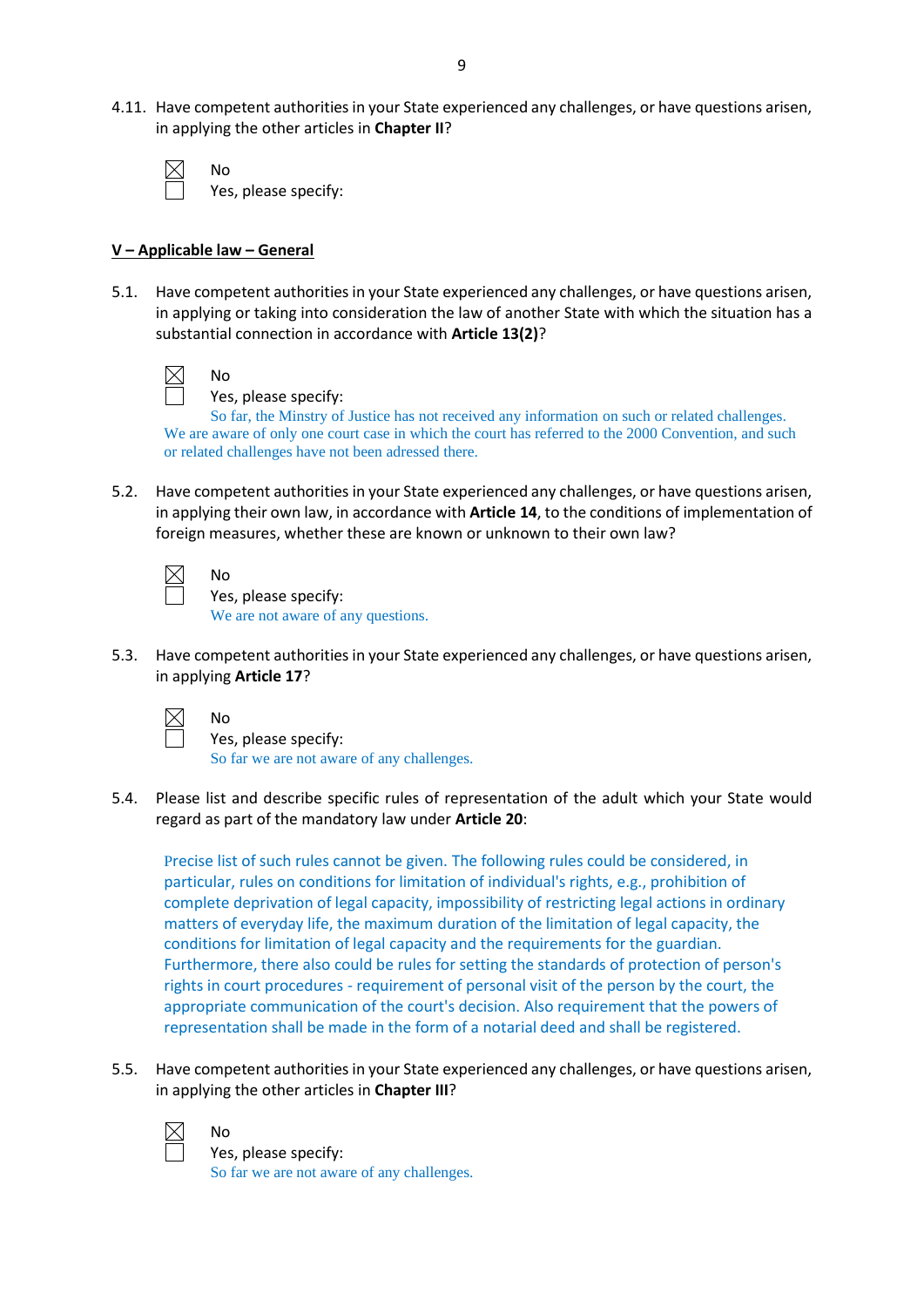4.11. Have competent authorities in your State experienced any challenges, or have questions arisen, in applying the other articles in **Chapter II**?

☒ No
☐ Yes, please specify:

**V – Applicable law – General**

5.1. Have competent authorities in your State experienced any challenges, or have questions arisen, in applying or taking into consideration the law of another State with which the situation has a substantial connection in accordance with **Article 13(2)**?

☒ No
☐ Yes, please specify:

So far, the Minstry of Justice has not received any information on such or related challenges. We are aware of only one court case in which the court has referred to the 2000 Convention, and such or related challenges have not been adressed there.

5.2. Have competent authorities in your State experienced any challenges, or have questions arisen, in applying their own law, in accordance with **Article 14**, to the conditions of implementation of foreign measures, whether these are known or unknown to their own law?

☒ No
☐ Yes, please specify:

We are not aware of any questions.

5.3. Have competent authorities in your State experienced any challenges, or have questions arisen, in applying **Article 17**?

☒ No
☐ Yes, please specify:

So far we are not aware of any challenges.

5.4. Please list and describe specific rules of representation of the adult which your State would regard as part of the mandatory law under **Article 20**:

Precise list of such rules cannot be given. The following rules could be considered, in particular, rules on conditions for limitation of individual's rights, e.g., prohibition of complete deprivation of legal capacity, impossibility of restricting legal actions in ordinary matters of everyday life, the maximum duration of the limitation of legal capacity, the conditions for limitation of legal capacity and the requirements for the guardian. Furthermore, there also could be rules for setting the standards of protection of person's rights in court procedures - requirement of personal visit of the person by the court, the appropriate communication of the court's decision. Also requirement that the powers of representation shall be made in the form of a notarial deed and shall be registered.

5.5. Have competent authorities in your State experienced any challenges, or have questions arisen, in applying the other articles in **Chapter III**?

☒ No
☐ Yes, please specify:

So far we are not aware of any challenges.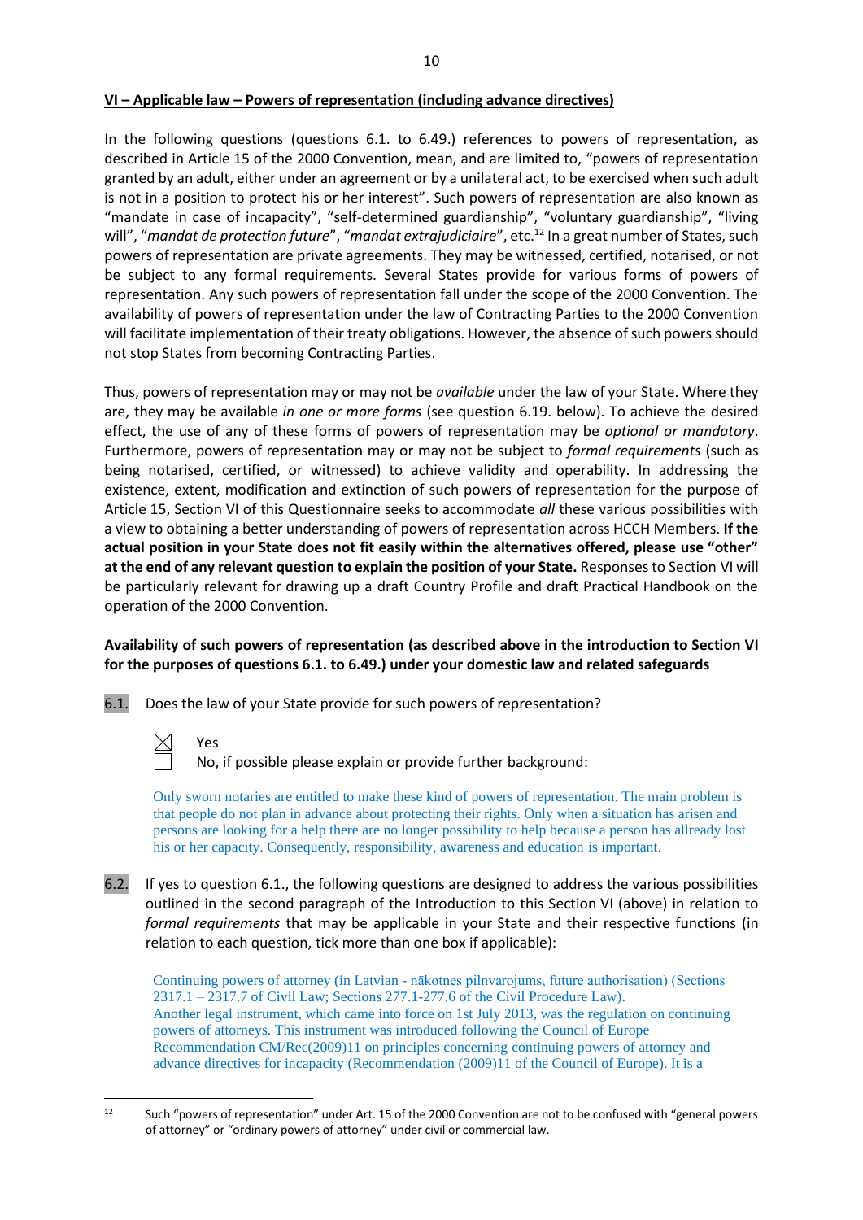**VI – Applicable law – Powers of representation (including advance directives)**

In the following questions (questions 6.1. to 6.49.) references to powers of representation, as described in Article 15 of the 2000 Convention, mean, and are limited to, "powers of representation granted by an adult, either under an agreement or by a unilateral act, to be exercised when such adult is not in a position to protect his or her interest". Such powers of representation are also known as "mandate in case of incapacity", "self-determined guardianship", "voluntary guardianship", "living will", "*mandat de protection future*", "*mandat extrajudiciaire*", etc.[12] In a great number of States, such powers of representation are private agreements. They may be witnessed, certified, notarised, or not be subject to any formal requirements. Several States provide for various forms of powers of representation. Any such powers of representation fall under the scope of the 2000 Convention. The availability of powers of representation under the law of Contracting Parties to the 2000 Convention will facilitate implementation of their treaty obligations. However, the absence of such powers should not stop States from becoming Contracting Parties.

Thus, powers of representation may or may not be *available* under the law of your State. Where they are, they may be available *in one or more forms* (see question 6.19. below). To achieve the desired effect, the use of any of these forms of powers of representation may be *optional or mandatory*. Furthermore, powers of representation may or may not be subject to *formal requirements* (such as being notarised, certified, or witnessed) to achieve validity and operability. In addressing the existence, extent, modification and extinction of such powers of representation for the purpose of Article 15, Section VI of this Questionnaire seeks to accommodate *all* these various possibilities with a view to obtaining a better understanding of powers of representation across HCCH Members. **If the actual position in your State does not fit easily within the alternatives offered, please use "other" at the end of any relevant question to explain the position of your State.** Responses to Section VI will be particularly relevant for drawing up a draft Country Profile and draft Practical Handbook on the operation of the 2000 Convention.

**Availability of such powers of representation (as described above in the introduction to Section VI for the purposes of questions 6.1. to 6.49.) under your domestic law and related safeguards**

6.1. Does the law of your State provide for such powers of representation?

- ☒ Yes
- ☐ No, if possible please explain or provide further background:

Only sworn notaries are entitled to make these kind of powers of representation. The main problem is that people do not plan in advance about protecting their rights. Only when a situation has arisen and persons are looking for a help there are no longer possibility to help because a person has allready lost his or her capacity. Consequently, responsibility, awareness and education is important.

6.2. If yes to question 6.1., the following questions are designed to address the various possibilities outlined in the second paragraph of the Introduction to this Section VI (above) in relation to *formal requirements* that may be applicable in your State and their respective functions (in relation to each question, tick more than one box if applicable):

Continuing powers of attorney (in Latvian - nākotnes pilnvarojums, future authorisation) (Sections 2317.1 – 2317.7 of Civil Law; Sections 277.1-277.6 of the Civil Procedure Law).
Another legal instrument, which came into force on 1st July 2013, was the regulation on continuing powers of attorneys. This instrument was introduced following the Council of Europe Recommendation CM/Rec(2009)11 on principles concerning continuing powers of attorney and advance directives for incapacity (Recommendation (2009)11 of the Council of Europe). It is a

[12] Such "powers of representation" under Art. 15 of the 2000 Convention are not to be confused with "general powers of attorney" or "ordinary powers of attorney" under civil or commercial law.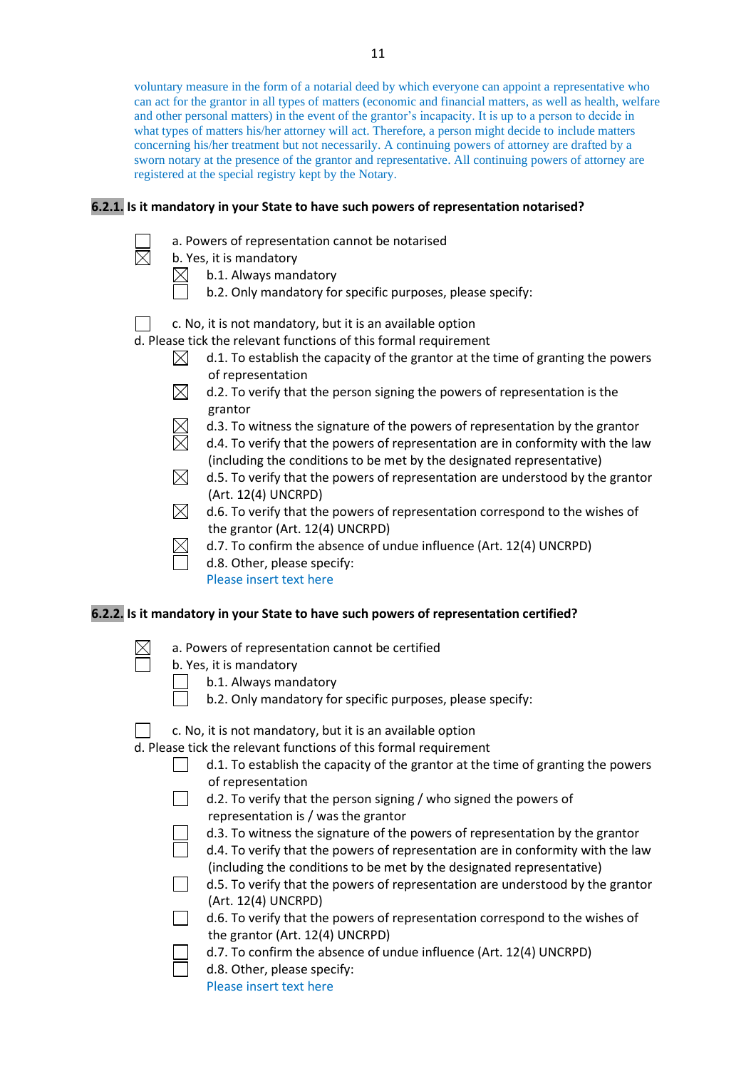voluntary measure in the form of a notarial deed by which everyone can appoint a representative who can act for the grantor in all types of matters (economic and financial matters, as well as health, welfare and other personal matters) in the event of the grantor's incapacity. It is up to a person to decide in what types of matters his/her attorney will act. Therefore, a person might decide to include matters concerning his/her treatment but not necessarily. A continuing powers of attorney are drafted by a sworn notary at the presence of the grantor and representative. All continuing powers of attorney are registered at the special registry kept by the Notary.

**6.2.1. Is it mandatory in your State to have such powers of representation notarised?**

- ☐ a. Powers of representation cannot be notarised
- ☒ b. Yes, it is mandatory
  - ☒ b.1. Always mandatory
  - ☐ b.2. Only mandatory for specific purposes, please specify:
- ☐ c. No, it is not mandatory, but it is an available option

d. Please tick the relevant functions of this formal requirement

- ☒ d.1. To establish the capacity of the grantor at the time of granting the powers of representation
- ☒ d.2. To verify that the person signing the powers of representation is the grantor
- ☒ d.3. To witness the signature of the powers of representation by the grantor
- ☒ d.4. To verify that the powers of representation are in conformity with the law (including the conditions to be met by the designated representative)
- ☒ d.5. To verify that the powers of representation are understood by the grantor (Art. 12(4) UNCRPD)
- ☒ d.6. To verify that the powers of representation correspond to the wishes of the grantor (Art. 12(4) UNCRPD)
- ☒ d.7. To confirm the absence of undue influence (Art. 12(4) UNCRPD)
- ☐ d.8. Other, please specify:
  Please insert text here

**6.2.2. Is it mandatory in your State to have such powers of representation certified?**

- ☒ a. Powers of representation cannot be certified
- ☐ b. Yes, it is mandatory
  - ☐ b.1. Always mandatory
  - ☐ b.2. Only mandatory for specific purposes, please specify:
- ☐ c. No, it is not mandatory, but it is an available option

d. Please tick the relevant functions of this formal requirement

- ☐ d.1. To establish the capacity of the grantor at the time of granting the powers of representation
- ☐ d.2. To verify that the person signing / who signed the powers of representation is / was the grantor
- ☐ d.3. To witness the signature of the powers of representation by the grantor
- ☐ d.4. To verify that the powers of representation are in conformity with the law (including the conditions to be met by the designated representative)
- ☐ d.5. To verify that the powers of representation are understood by the grantor (Art. 12(4) UNCRPD)
- ☐ d.6. To verify that the powers of representation correspond to the wishes of the grantor (Art. 12(4) UNCRPD)
- ☐ d.7. To confirm the absence of undue influence (Art. 12(4) UNCRPD)
- ☐ d.8. Other, please specify:
  Please insert text here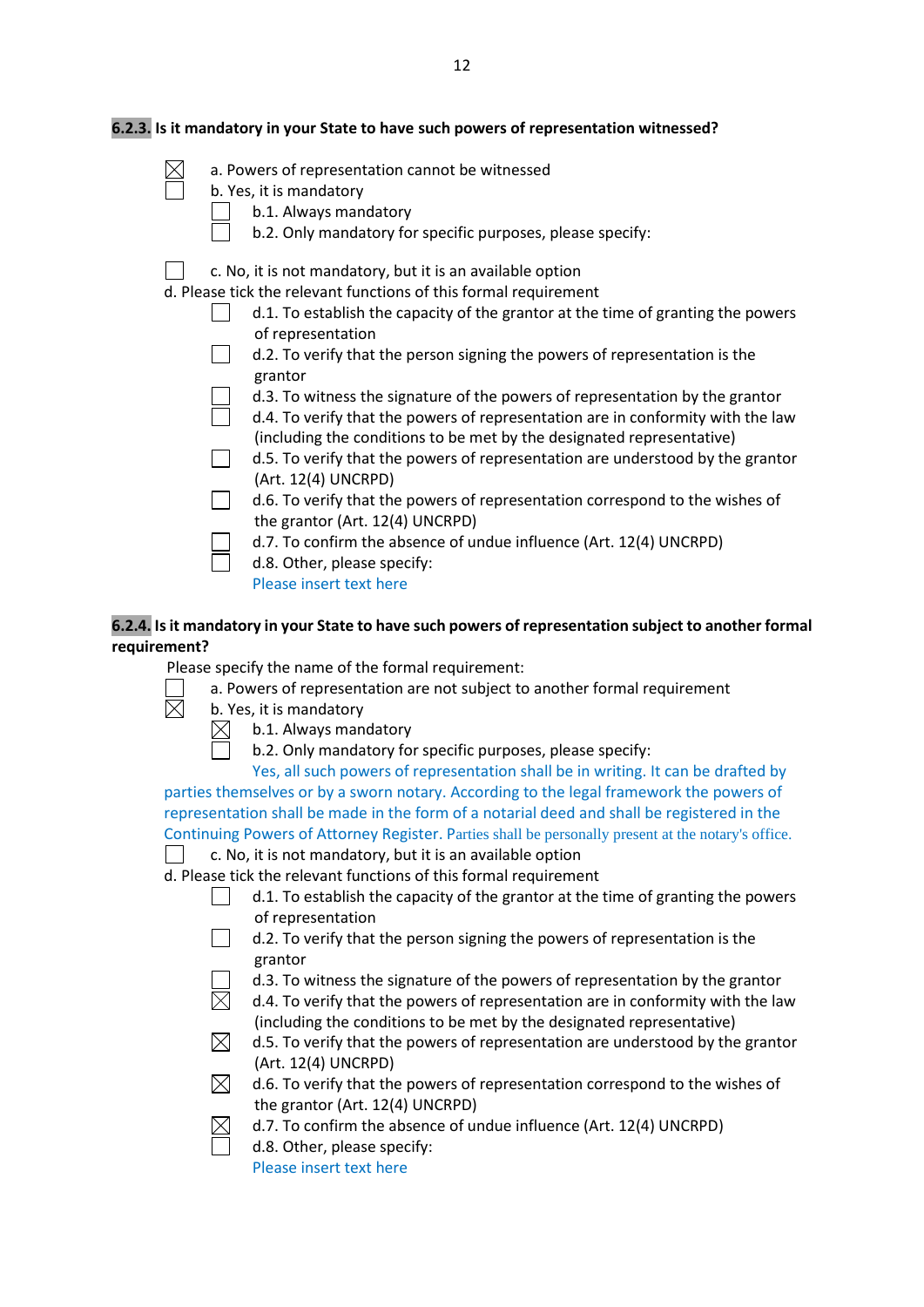**6.2.3. Is it mandatory in your State to have such powers of representation witnessed?**

- [x] a. Powers of representation cannot be witnessed
- [ ] b. Yes, it is mandatory
  - [ ] b.1. Always mandatory
  - [ ] b.2. Only mandatory for specific purposes, please specify:
- [ ] c. No, it is not mandatory, but it is an available option

d. Please tick the relevant functions of this formal requirement

- [ ] d.1. To establish the capacity of the grantor at the time of granting the powers of representation
- [ ] d.2. To verify that the person signing the powers of representation is the grantor
- [ ] d.3. To witness the signature of the powers of representation by the grantor
- [ ] d.4. To verify that the powers of representation are in conformity with the law (including the conditions to be met by the designated representative)
- [ ] d.5. To verify that the powers of representation are understood by the grantor (Art. 12(4) UNCRPD)
- [ ] d.6. To verify that the powers of representation correspond to the wishes of the grantor (Art. 12(4) UNCRPD)
- [ ] d.7. To confirm the absence of undue influence (Art. 12(4) UNCRPD)
- [ ] d.8. Other, please specify:

Please insert text here

**6.2.4. Is it mandatory in your State to have such powers of representation subject to another formal requirement?**

Please specify the name of the formal requirement:

- [ ] a. Powers of representation are not subject to another formal requirement
- [x] b. Yes, it is mandatory
  - [x] b.1. Always mandatory
  - [ ] b.2. Only mandatory for specific purposes, please specify:

Yes, all such powers of representation shall be in writing. It can be drafted by parties themselves or by a sworn notary. According to the legal framework the powers of representation shall be made in the form of a notarial deed and shall be registered in the Continuing Powers of Attorney Register. Parties shall be personally present at the notary's office.

- [ ] c. No, it is not mandatory, but it is an available option

d. Please tick the relevant functions of this formal requirement

- [ ] d.1. To establish the capacity of the grantor at the time of granting the powers of representation
- [ ] d.2. To verify that the person signing the powers of representation is the grantor
- [ ] d.3. To witness the signature of the powers of representation by the grantor
- [x] d.4. To verify that the powers of representation are in conformity with the law (including the conditions to be met by the designated representative)
- [x] d.5. To verify that the powers of representation are understood by the grantor (Art. 12(4) UNCRPD)
- [x] d.6. To verify that the powers of representation correspond to the wishes of the grantor (Art. 12(4) UNCRPD)
- [x] d.7. To confirm the absence of undue influence (Art. 12(4) UNCRPD)
- [ ] d.8. Other, please specify:

Please insert text here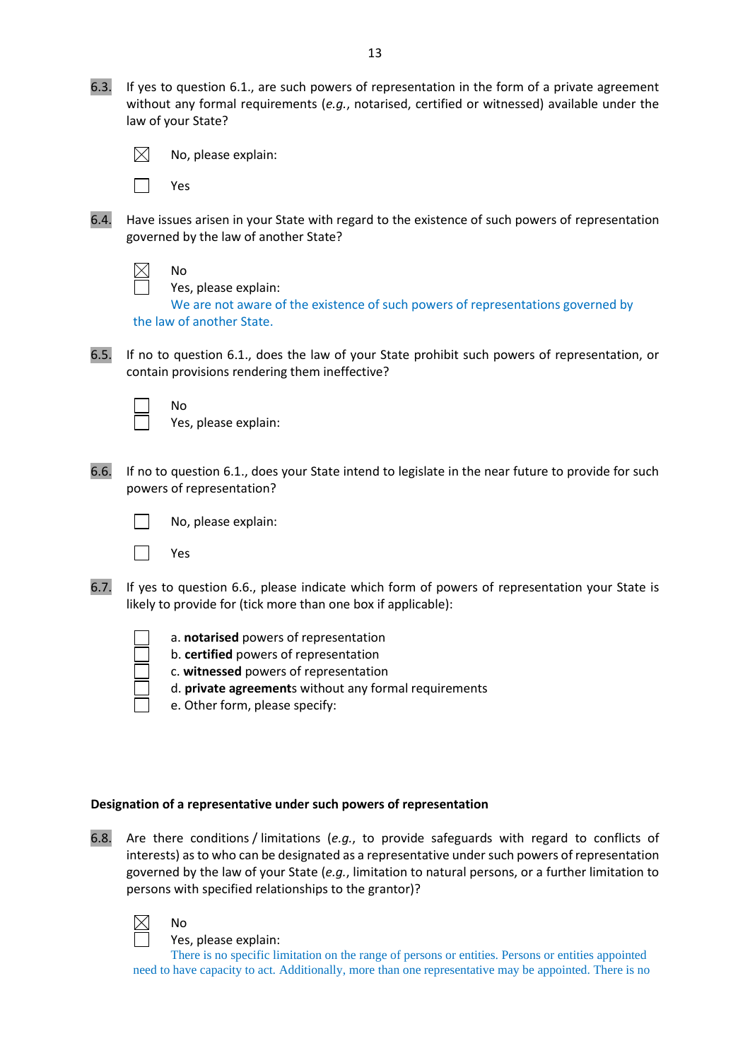6.3. If yes to question 6.1., are such powers of representation in the form of a private agreement without any formal requirements (*e.g.*, notarised, certified or witnessed) available under the law of your State?

☒ No, please explain:

☐ Yes

6.4. Have issues arisen in your State with regard to the existence of such powers of representation governed by the law of another State?

☒ No

☐ Yes, please explain:

We are not aware of the existence of such powers of representations governed by the law of another State.

6.5. If no to question 6.1., does the law of your State prohibit such powers of representation, or contain provisions rendering them ineffective?

☐ No

☐ Yes, please explain:

6.6. If no to question 6.1., does your State intend to legislate in the near future to provide for such powers of representation?

☐ No, please explain:

☐ Yes

6.7. If yes to question 6.6., please indicate which form of powers of representation your State is likely to provide for (tick more than one box if applicable):

☐ a. **notarised** powers of representation

☐ b. **certified** powers of representation

☐ c. **witnessed** powers of representation

☐ d. **private agreement**s without any formal requirements

☐ e. Other form, please specify:

**Designation of a representative under such powers of representation**

6.8. Are there conditions / limitations (*e.g.*, to provide safeguards with regard to conflicts of interests) as to who can be designated as a representative under such powers of representation governed by the law of your State (*e.g.*, limitation to natural persons, or a further limitation to persons with specified relationships to the grantor)?

☒ No

☐ Yes, please explain:

There is no specific limitation on the range of persons or entities. Persons or entities appointed need to have capacity to act. Additionally, more than one representative may be appointed. There is no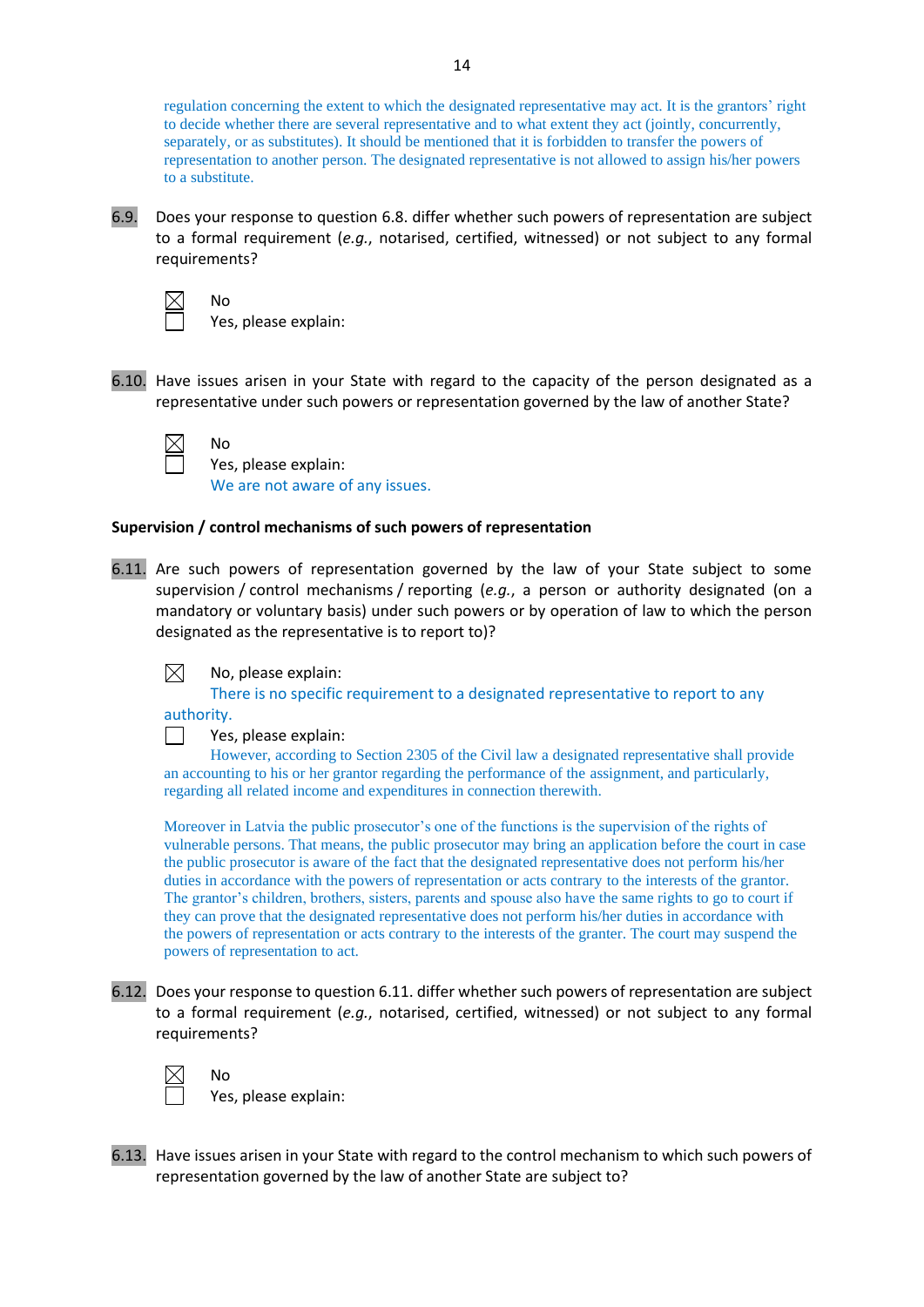regulation concerning the extent to which the designated representative may act. It is the grantors' right to decide whether there are several representative and to what extent they act (jointly, concurrently, separately, or as substitutes). It should be mentioned that it is forbidden to transfer the powers of representation to another person. The designated representative is not allowed to assign his/her powers to a substitute.

**6.9.** Does your response to question 6.8. differ whether such powers of representation are subject to a formal requirement (*e.g.*, notarised, certified, witnessed) or not subject to any formal requirements?

☒ No
☐ Yes, please explain:

**6.10.** Have issues arisen in your State with regard to the capacity of the person designated as a representative under such powers or representation governed by the law of another State?

☒ No
☐ Yes, please explain:
We are not aware of any issues.

**Supervision / control mechanisms of such powers of representation**

**6.11.** Are such powers of representation governed by the law of your State subject to some supervision / control mechanisms / reporting (*e.g.*, a person or authority designated (on a mandatory or voluntary basis) under such powers or by operation of law to which the person designated as the representative is to report to)?

☒ No, please explain:
There is no specific requirement to a designated representative to report to any authority.
☐ Yes, please explain:
However, according to Section 2305 of the Civil law a designated representative shall provide an accounting to his or her grantor regarding the performance of the assignment, and particularly, regarding all related income and expenditures in connection therewith.

Moreover in Latvia the public prosecutor's one of the functions is the supervision of the rights of vulnerable persons. That means, the public prosecutor may bring an application before the court in case the public prosecutor is aware of the fact that the designated representative does not perform his/her duties in accordance with the powers of representation or acts contrary to the interests of the grantor. The grantor's children, brothers, sisters, parents and spouse also have the same rights to go to court if they can prove that the designated representative does not perform his/her duties in accordance with the powers of representation or acts contrary to the interests of the granter. The court may suspend the powers of representation to act.

**6.12.** Does your response to question 6.11. differ whether such powers of representation are subject to a formal requirement (*e.g.*, notarised, certified, witnessed) or not subject to any formal requirements?

☒ No
☐ Yes, please explain:

**6.13.** Have issues arisen in your State with regard to the control mechanism to which such powers of representation governed by the law of another State are subject to?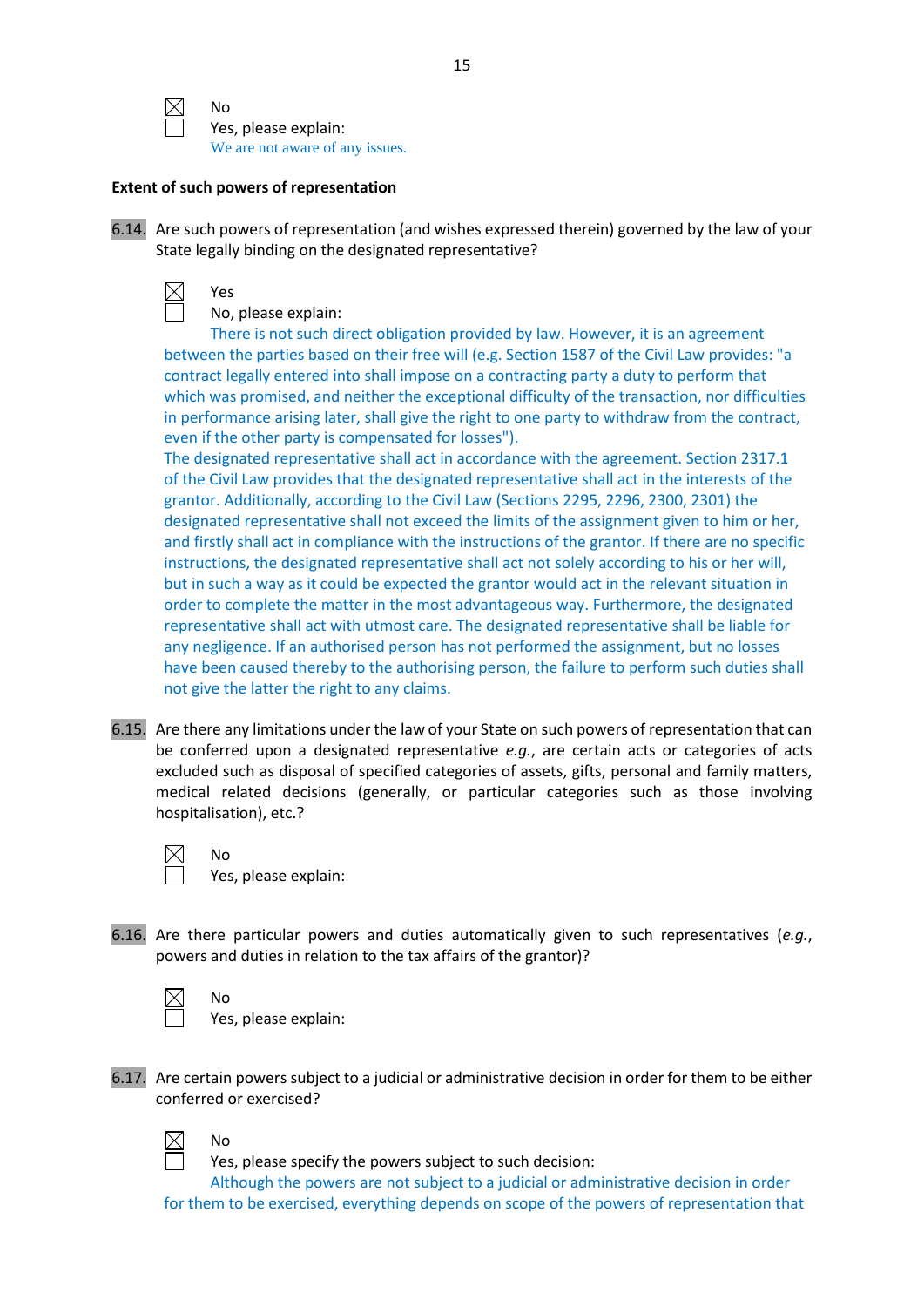☒ No
☐ Yes, please explain:
We are not aware of any issues.

**Extent of such powers of representation**

6.14. Are such powers of representation (and wishes expressed therein) governed by the law of your State legally binding on the designated representative?

☒ Yes
☐ No, please explain:
There is not such direct obligation provided by law. However, it is an agreement between the parties based on their free will (e.g. Section 1587 of the Civil Law provides: "a contract legally entered into shall impose on a contracting party a duty to perform that which was promised, and neither the exceptional difficulty of the transaction, nor difficulties in performance arising later, shall give the right to one party to withdraw from the contract, even if the other party is compensated for losses").
The designated representative shall act in accordance with the agreement. Section 2317.1 of the Civil Law provides that the designated representative shall act in the interests of the grantor. Additionally, according to the Civil Law (Sections 2295, 2296, 2300, 2301) the designated representative shall not exceed the limits of the assignment given to him or her, and firstly shall act in compliance with the instructions of the grantor. If there are no specific instructions, the designated representative shall act not solely according to his or her will, but in such a way as it could be expected the grantor would act in the relevant situation in order to complete the matter in the most advantageous way. Furthermore, the designated representative shall act with utmost care. The designated representative shall be liable for any negligence. If an authorised person has not performed the assignment, but no losses have been caused thereby to the authorising person, the failure to perform such duties shall not give the latter the right to any claims.

6.15. Are there any limitations under the law of your State on such powers of representation that can be conferred upon a designated representative *e.g.*, are certain acts or categories of acts excluded such as disposal of specified categories of assets, gifts, personal and family matters, medical related decisions (generally, or particular categories such as those involving hospitalisation), etc.?

☒ No
☐ Yes, please explain:

6.16. Are there particular powers and duties automatically given to such representatives (*e.g.*, powers and duties in relation to the tax affairs of the grantor)?

☒ No
☐ Yes, please explain:

6.17. Are certain powers subject to a judicial or administrative decision in order for them to be either conferred or exercised?

☒ No
☐ Yes, please specify the powers subject to such decision:
Although the powers are not subject to a judicial or administrative decision in order for them to be exercised, everything depends on scope of the powers of representation that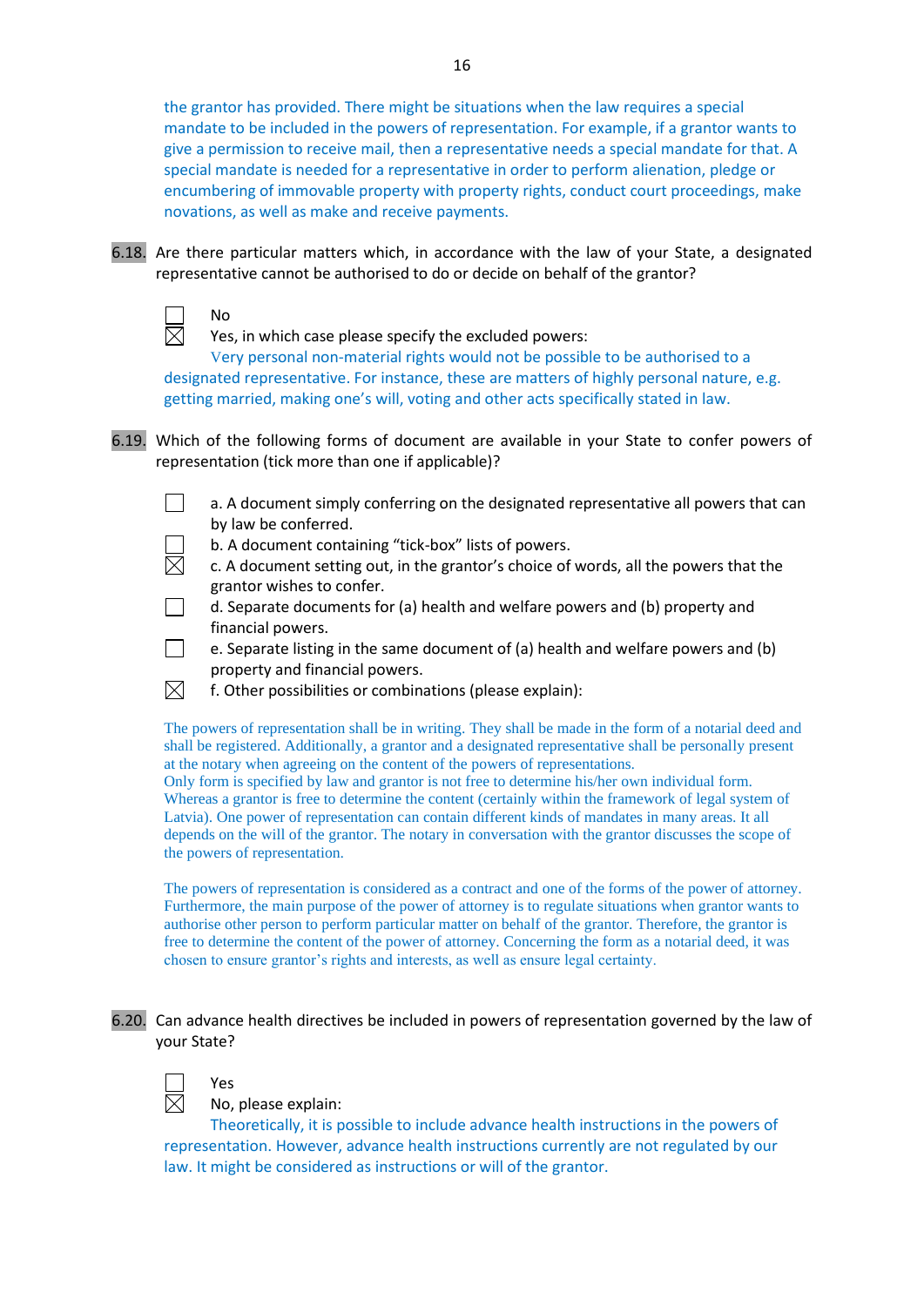the grantor has provided. There might be situations when the law requires a special mandate to be included in the powers of representation. For example, if a grantor wants to give a permission to receive mail, then a representative needs a special mandate for that. A special mandate is needed for a representative in order to perform alienation, pledge or encumbering of immovable property with property rights, conduct court proceedings, make novations, as well as make and receive payments.

**6.18.** Are there particular matters which, in accordance with the law of your State, a designated representative cannot be authorised to do or decide on behalf of the grantor?

☐ No
☒ Yes, in which case please specify the excluded powers:

Very personal non-material rights would not be possible to be authorised to a designated representative. For instance, these are matters of highly personal nature, e.g. getting married, making one's will, voting and other acts specifically stated in law.

**6.19.** Which of the following forms of document are available in your State to confer powers of representation (tick more than one if applicable)?

☐ a. A document simply conferring on the designated representative all powers that can by law be conferred.
☐ b. A document containing "tick-box" lists of powers.
☒ c. A document setting out, in the grantor's choice of words, all the powers that the grantor wishes to confer.
☐ d. Separate documents for (a) health and welfare powers and (b) property and financial powers.
☐ e. Separate listing in the same document of (a) health and welfare powers and (b) property and financial powers.
☒ f. Other possibilities or combinations (please explain):

The powers of representation shall be in writing. They shall be made in the form of a notarial deed and shall be registered. Additionally, a grantor and a designated representative shall be personally present at the notary when agreeing on the content of the powers of representations.
Only form is specified by law and grantor is not free to determine his/her own individual form. Whereas a grantor is free to determine the content (certainly within the framework of legal system of Latvia). One power of representation can contain different kinds of mandates in many areas. It all depends on the will of the grantor. The notary in conversation with the grantor discusses the scope of the powers of representation.

The powers of representation is considered as a contract and one of the forms of the power of attorney. Furthermore, the main purpose of the power of attorney is to regulate situations when grantor wants to authorise other person to perform particular matter on behalf of the grantor. Therefore, the grantor is free to determine the content of the power of attorney. Concerning the form as a notarial deed, it was chosen to ensure grantor's rights and interests, as well as ensure legal certainty.

**6.20.** Can advance health directives be included in powers of representation governed by the law of your State?

☐ Yes
☒ No, please explain:

Theoretically, it is possible to include advance health instructions in the powers of representation. However, advance health instructions currently are not regulated by our law. It might be considered as instructions or will of the grantor.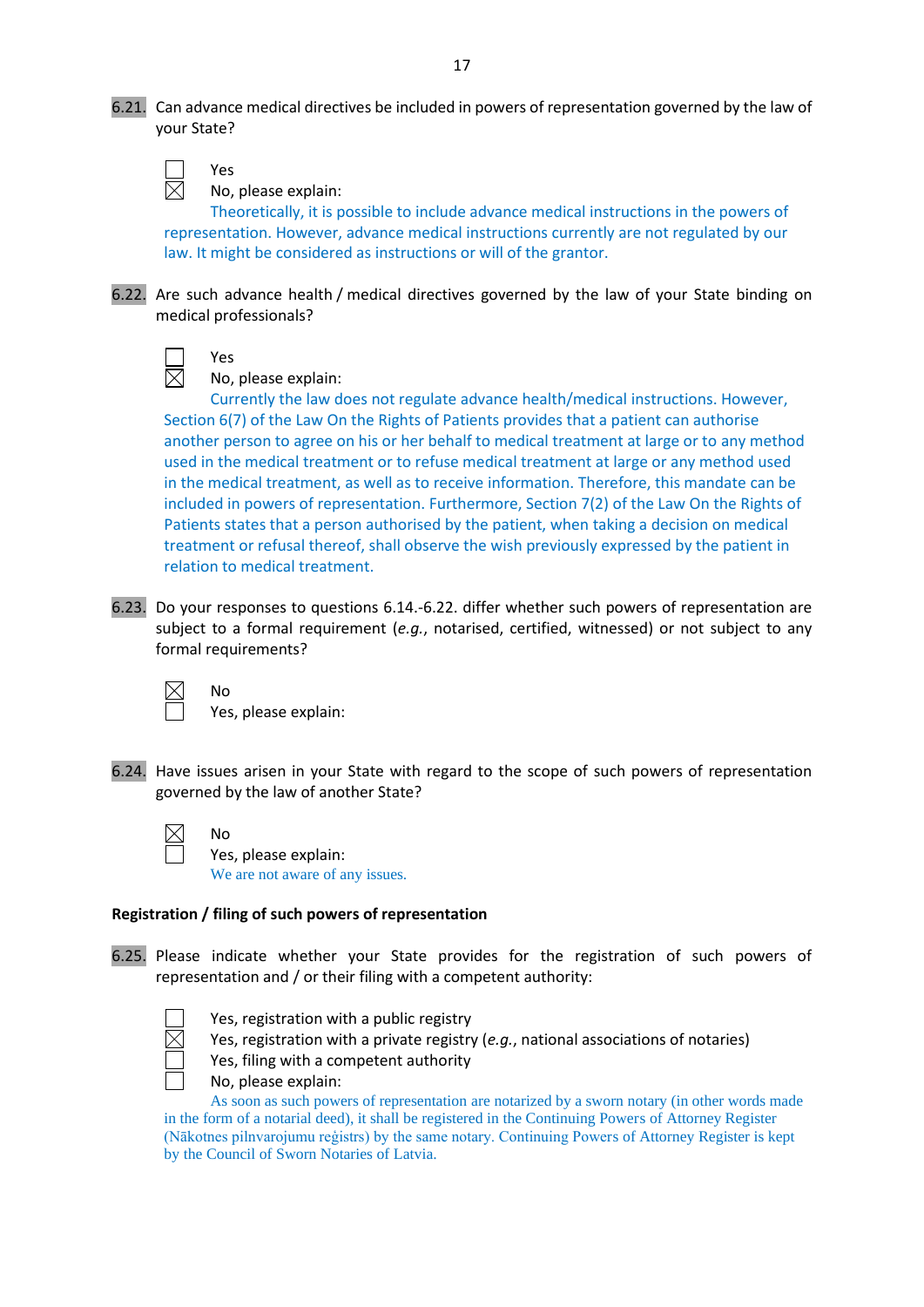**6.21.** Can advance medical directives be included in powers of representation governed by the law of your State?

- ☐ Yes
- ☒ No, please explain:

Theoretically, it is possible to include advance medical instructions in the powers of representation. However, advance medical instructions currently are not regulated by our law. It might be considered as instructions or will of the grantor.

**6.22.** Are such advance health / medical directives governed by the law of your State binding on medical professionals?

- ☐ Yes
- ☒ No, please explain:

Currently the law does not regulate advance health/medical instructions. However, Section 6(7) of the Law On the Rights of Patients provides that a patient can authorise another person to agree on his or her behalf to medical treatment at large or to any method used in the medical treatment or to refuse medical treatment at large or any method used in the medical treatment, as well as to receive information. Therefore, this mandate can be included in powers of representation. Furthermore, Section 7(2) of the Law On the Rights of Patients states that a person authorised by the patient, when taking a decision on medical treatment or refusal thereof, shall observe the wish previously expressed by the patient in relation to medical treatment.

**6.23.** Do your responses to questions 6.14.-6.22. differ whether such powers of representation are subject to a formal requirement (*e.g.*, notarised, certified, witnessed) or not subject to any formal requirements?

- ☒ No
- ☐ Yes, please explain:

**6.24.** Have issues arisen in your State with regard to the scope of such powers of representation governed by the law of another State?

- ☒ No
- ☐ Yes, please explain:

We are not aware of any issues.

### Registration / filing of such powers of representation

**6.25.** Please indicate whether your State provides for the registration of such powers of representation and / or their filing with a competent authority:

- ☐ Yes, registration with a public registry
- ☒ Yes, registration with a private registry (*e.g.*, national associations of notaries)
- ☐ Yes, filing with a competent authority
- ☐ No, please explain:

As soon as such powers of representation are notarized by a sworn notary (in other words made in the form of a notarial deed), it shall be registered in the Continuing Powers of Attorney Register (Nākotnes pilnvarojumu reģistrs) by the same notary. Continuing Powers of Attorney Register is kept by the Council of Sworn Notaries of Latvia.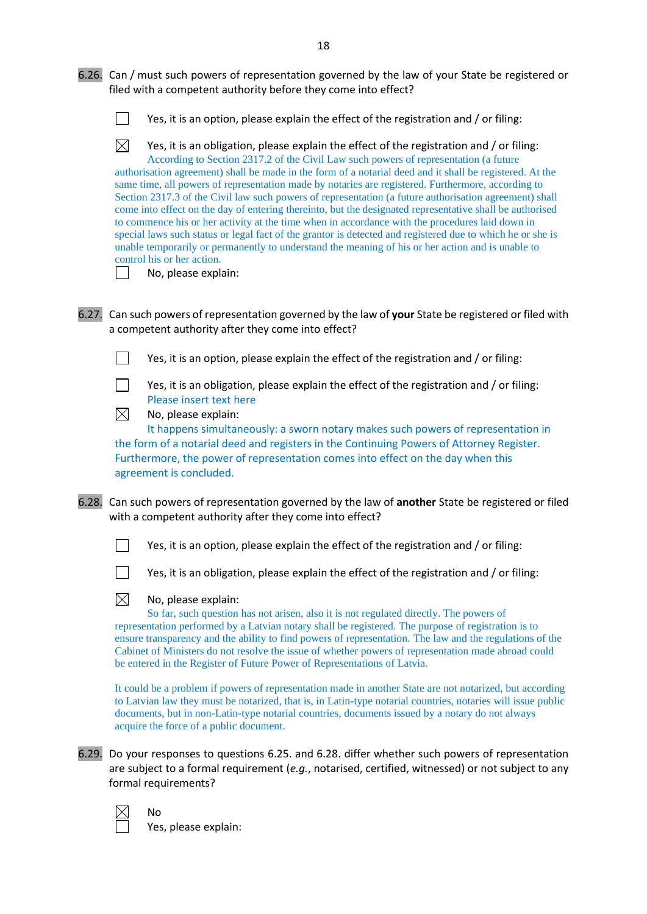**6.26.** Can / must such powers of representation governed by the law of your State be registered or filed with a competent authority before they come into effect?

☐ Yes, it is an option, please explain the effect of the registration and / or filing:

☒ Yes, it is an obligation, please explain the effect of the registration and / or filing:
According to Section 2317.2 of the Civil Law such powers of representation (a future authorisation agreement) shall be made in the form of a notarial deed and it shall be registered. At the same time, all powers of representation made by notaries are registered. Furthermore, according to Section 2317.3 of the Civil law such powers of representation (a future authorisation agreement) shall come into effect on the day of entering thereinto, but the designated representative shall be authorised to commence his or her activity at the time when in accordance with the procedures laid down in special laws such status or legal fact of the grantor is detected and registered due to which he or she is unable temporarily or permanently to understand the meaning of his or her action and is unable to control his or her action.

☐ No, please explain:

**6.27.** Can such powers of representation governed by the law of **your** State be registered or filed with a competent authority after they come into effect?

☐ Yes, it is an option, please explain the effect of the registration and / or filing:

☐ Yes, it is an obligation, please explain the effect of the registration and / or filing:
Please insert text here

☒ No, please explain:
It happens simultaneously: a sworn notary makes such powers of representation in the form of a notarial deed and registers in the Continuing Powers of Attorney Register. Furthermore, the power of representation comes into effect on the day when this agreement is concluded.

**6.28.** Can such powers of representation governed by the law of **another** State be registered or filed with a competent authority after they come into effect?

☐ Yes, it is an option, please explain the effect of the registration and / or filing:

☐ Yes, it is an obligation, please explain the effect of the registration and / or filing:

☒ No, please explain:
So far, such question has not arisen, also it is not regulated directly. The powers of representation performed by a Latvian notary shall be registered. The purpose of registration is to ensure transparency and the ability to find powers of representation. The law and the regulations of the Cabinet of Ministers do not resolve the issue of whether powers of representation made abroad could be entered in the Register of Future Power of Representations of Latvia.

It could be a problem if powers of representation made in another State are not notarized, but according to Latvian law they must be notarized, that is, in Latin-type notarial countries, notaries will issue public documents, but in non-Latin-type notarial countries, documents issued by a notary do not always acquire the force of a public document.

**6.29.** Do your responses to questions 6.25. and 6.28. differ whether such powers of representation are subject to a formal requirement (*e.g.*, notarised, certified, witnessed) or not subject to any formal requirements?

☒ No

☐ Yes, please explain: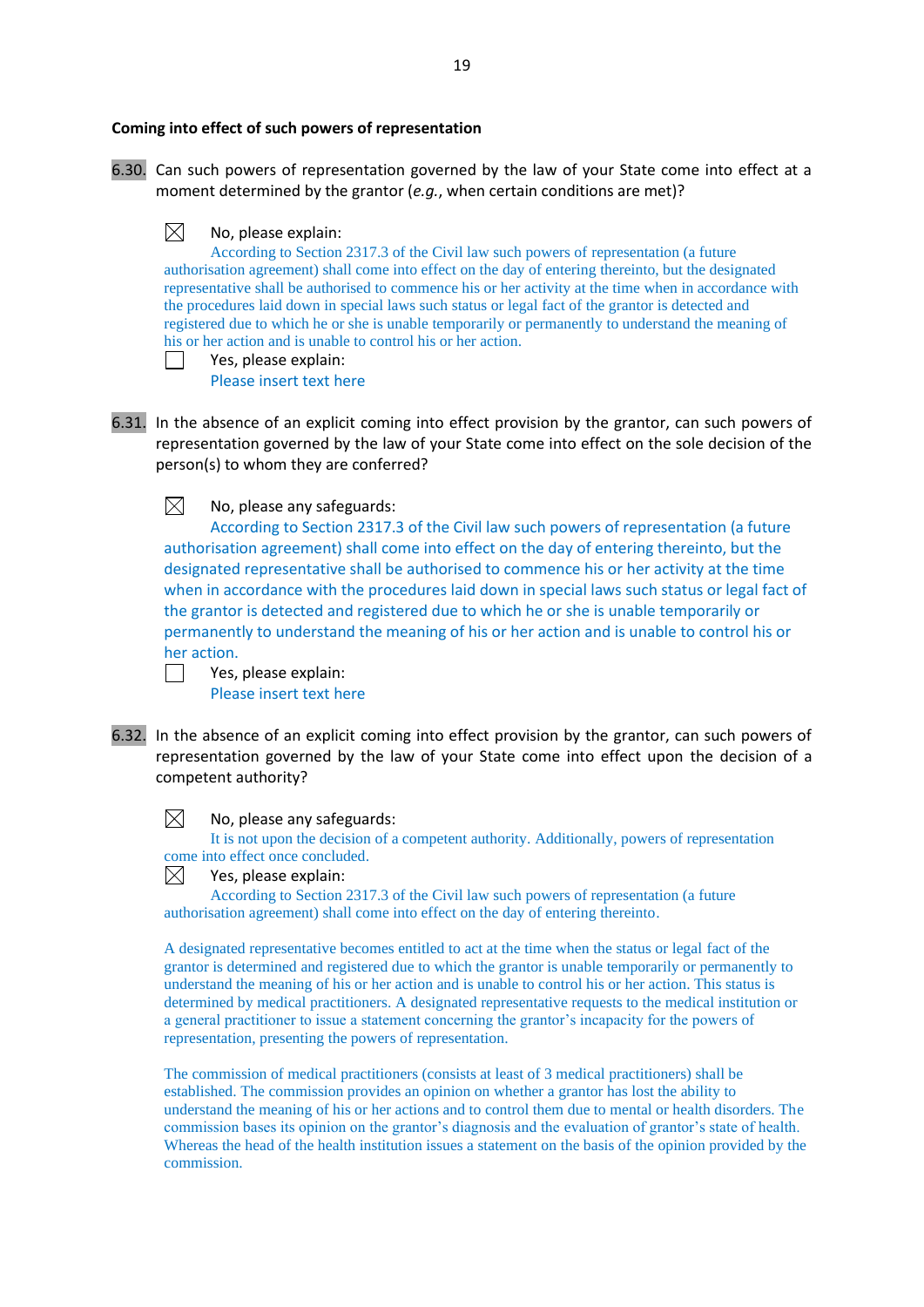**Coming into effect of such powers of representation**

6.30. Can such powers of representation governed by the law of your State come into effect at a moment determined by the grantor (*e.g.*, when certain conditions are met)?

☒ No, please explain:
According to Section 2317.3 of the Civil law such powers of representation (a future authorisation agreement) shall come into effect on the day of entering thereinto, but the designated representative shall be authorised to commence his or her activity at the time when in accordance with the procedures laid down in special laws such status or legal fact of the grantor is detected and registered due to which he or she is unable temporarily or permanently to understand the meaning of his or her action and is unable to control his or her action.

☐ Yes, please explain:
Please insert text here

6.31. In the absence of an explicit coming into effect provision by the grantor, can such powers of representation governed by the law of your State come into effect on the sole decision of the person(s) to whom they are conferred?

☒ No, please any safeguards:
According to Section 2317.3 of the Civil law such powers of representation (a future authorisation agreement) shall come into effect on the day of entering thereinto, but the designated representative shall be authorised to commence his or her activity at the time when in accordance with the procedures laid down in special laws such status or legal fact of the grantor is detected and registered due to which he or she is unable temporarily or permanently to understand the meaning of his or her action and is unable to control his or her action.

☐ Yes, please explain:
Please insert text here

6.32. In the absence of an explicit coming into effect provision by the grantor, can such powers of representation governed by the law of your State come into effect upon the decision of a competent authority?

☒ No, please any safeguards:
It is not upon the decision of a competent authority. Additionally, powers of representation come into effect once concluded.

☒ Yes, please explain:
According to Section 2317.3 of the Civil law such powers of representation (a future authorisation agreement) shall come into effect on the day of entering thereinto.

A designated representative becomes entitled to act at the time when the status or legal fact of the grantor is determined and registered due to which the grantor is unable temporarily or permanently to understand the meaning of his or her action and is unable to control his or her action. This status is determined by medical practitioners. A designated representative requests to the medical institution or a general practitioner to issue a statement concerning the grantor's incapacity for the powers of representation, presenting the powers of representation.

The commission of medical practitioners (consists at least of 3 medical practitioners) shall be established. The commission provides an opinion on whether a grantor has lost the ability to understand the meaning of his or her actions and to control them due to mental or health disorders. The commission bases its opinion on the grantor's diagnosis and the evaluation of grantor's state of health. Whereas the head of the health institution issues a statement on the basis of the opinion provided by the commission.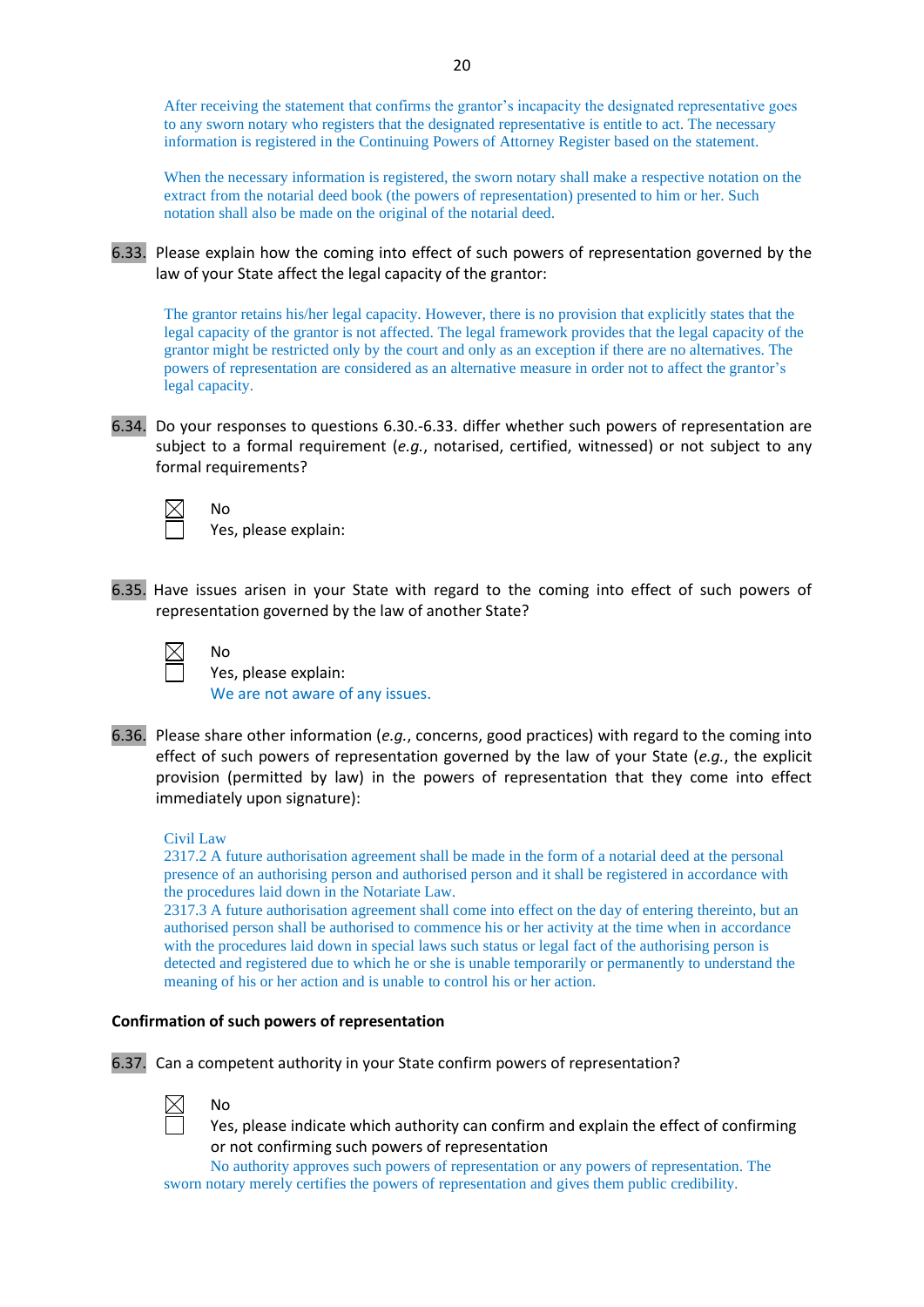After receiving the statement that confirms the grantor's incapacity the designated representative goes to any sworn notary who registers that the designated representative is entitle to act. The necessary information is registered in the Continuing Powers of Attorney Register based on the statement.

When the necessary information is registered, the sworn notary shall make a respective notation on the extract from the notarial deed book (the powers of representation) presented to him or her. Such notation shall also be made on the original of the notarial deed.

**6.33.** Please explain how the coming into effect of such powers of representation governed by the law of your State affect the legal capacity of the grantor:

The grantor retains his/her legal capacity. However, there is no provision that explicitly states that the legal capacity of the grantor is not affected. The legal framework provides that the legal capacity of the grantor might be restricted only by the court and only as an exception if there are no alternatives. The powers of representation are considered as an alternative measure in order not to affect the grantor's legal capacity.

**6.34.** Do your responses to questions 6.30.-6.33. differ whether such powers of representation are subject to a formal requirement (*e.g.*, notarised, certified, witnessed) or not subject to any formal requirements?

☒ No
☐ Yes, please explain:

**6.35.** Have issues arisen in your State with regard to the coming into effect of such powers of representation governed by the law of another State?

☒ No
☐ Yes, please explain:
We are not aware of any issues.

**6.36.** Please share other information (*e.g.*, concerns, good practices) with regard to the coming into effect of such powers of representation governed by the law of your State (*e.g.*, the explicit provision (permitted by law) in the powers of representation that they come into effect immediately upon signature):

Civil Law
2317.2 A future authorisation agreement shall be made in the form of a notarial deed at the personal presence of an authorising person and authorised person and it shall be registered in accordance with the procedures laid down in the Notariate Law.
2317.3 A future authorisation agreement shall come into effect on the day of entering thereinto, but an authorised person shall be authorised to commence his or her activity at the time when in accordance with the procedures laid down in special laws such status or legal fact of the authorising person is detected and registered due to which he or she is unable temporarily or permanently to understand the meaning of his or her action and is unable to control his or her action.

**Confirmation of such powers of representation**

**6.37.** Can a competent authority in your State confirm powers of representation?

☒ No
☐ Yes, please indicate which authority can confirm and explain the effect of confirming or not confirming such powers of representation
No authority approves such powers of representation or any powers of representation. The sworn notary merely certifies the powers of representation and gives them public credibility.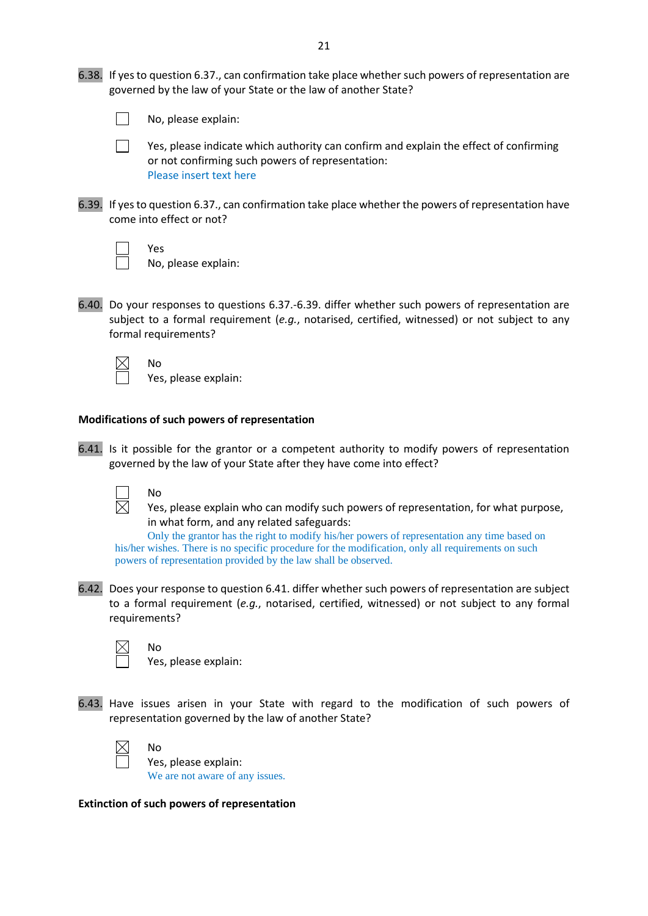**6.38.** If yes to question 6.37., can confirmation take place whether such powers of representation are governed by the law of your State or the law of another State?

☐ No, please explain:

☐ Yes, please indicate which authority can confirm and explain the effect of confirming or not confirming such powers of representation:
Please insert text here

**6.39.** If yes to question 6.37., can confirmation take place whether the powers of representation have come into effect or not?

☐ Yes
☐ No, please explain:

**6.40.** Do your responses to questions 6.37.-6.39. differ whether such powers of representation are subject to a formal requirement (*e.g.*, notarised, certified, witnessed) or not subject to any formal requirements?

☒ No
☐ Yes, please explain:

**Modifications of such powers of representation**

**6.41.** Is it possible for the grantor or a competent authority to modify powers of representation governed by the law of your State after they have come into effect?

☐ No
☒ Yes, please explain who can modify such powers of representation, for what purpose, in what form, and any related safeguards:
Only the grantor has the right to modify his/her powers of representation any time based on his/her wishes. There is no specific procedure for the modification, only all requirements on such powers of representation provided by the law shall be observed.

**6.42.** Does your response to question 6.41. differ whether such powers of representation are subject to a formal requirement (*e.g.*, notarised, certified, witnessed) or not subject to any formal requirements?

☒ No
☐ Yes, please explain:

**6.43.** Have issues arisen in your State with regard to the modification of such powers of representation governed by the law of another State?

☒ No
☐ Yes, please explain:
We are not aware of any issues.

**Extinction of such powers of representation**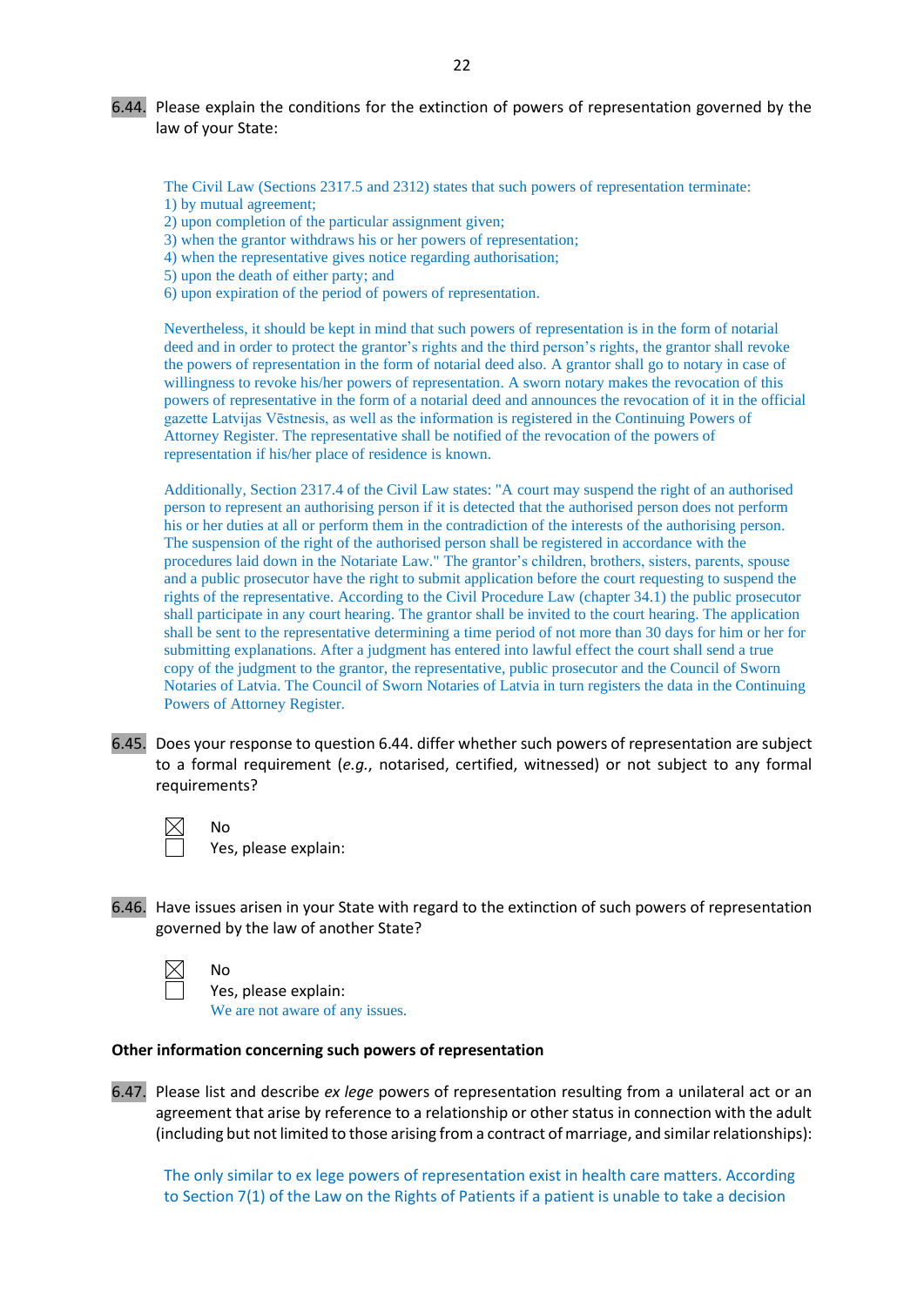6.44. Please explain the conditions for the extinction of powers of representation governed by the law of your State:

The Civil Law (Sections 2317.5 and 2312) states that such powers of representation terminate:
1) by mutual agreement;
2) upon completion of the particular assignment given;
3) when the grantor withdraws his or her powers of representation;
4) when the representative gives notice regarding authorisation;
5) upon the death of either party; and
6) upon expiration of the period of powers of representation.

Nevertheless, it should be kept in mind that such powers of representation is in the form of notarial deed and in order to protect the grantor's rights and the third person's rights, the grantor shall revoke the powers of representation in the form of notarial deed also. A grantor shall go to notary in case of willingness to revoke his/her powers of representation. A sworn notary makes the revocation of this powers of representative in the form of a notarial deed and announces the revocation of it in the official gazette Latvijas Vēstnesis, as well as the information is registered in the Continuing Powers of Attorney Register. The representative shall be notified of the revocation of the powers of representation if his/her place of residence is known.

Additionally, Section 2317.4 of the Civil Law states: "A court may suspend the right of an authorised person to represent an authorising person if it is detected that the authorised person does not perform his or her duties at all or perform them in the contradiction of the interests of the authorising person. The suspension of the right of the authorised person shall be registered in accordance with the procedures laid down in the Notariate Law." The grantor's children, brothers, sisters, parents, spouse and a public prosecutor have the right to submit application before the court requesting to suspend the rights of the representative. According to the Civil Procedure Law (chapter 34.1) the public prosecutor shall participate in any court hearing. The grantor shall be invited to the court hearing. The application shall be sent to the representative determining a time period of not more than 30 days for him or her for submitting explanations. After a judgment has entered into lawful effect the court shall send a true copy of the judgment to the grantor, the representative, public prosecutor and the Council of Sworn Notaries of Latvia. The Council of Sworn Notaries of Latvia in turn registers the data in the Continuing Powers of Attorney Register.

6.45. Does your response to question 6.44. differ whether such powers of representation are subject to a formal requirement (*e.g.*, notarised, certified, witnessed) or not subject to any formal requirements?

☒ No
☐ Yes, please explain:

6.46. Have issues arisen in your State with regard to the extinction of such powers of representation governed by the law of another State?

☒ No
☐ Yes, please explain:
We are not aware of any issues.

**Other information concerning such powers of representation**

6.47. Please list and describe *ex lege* powers of representation resulting from a unilateral act or an agreement that arise by reference to a relationship or other status in connection with the adult (including but not limited to those arising from a contract of marriage, and similar relationships):

The only similar to ex lege powers of representation exist in health care matters. According to Section 7(1) of the Law on the Rights of Patients if a patient is unable to take a decision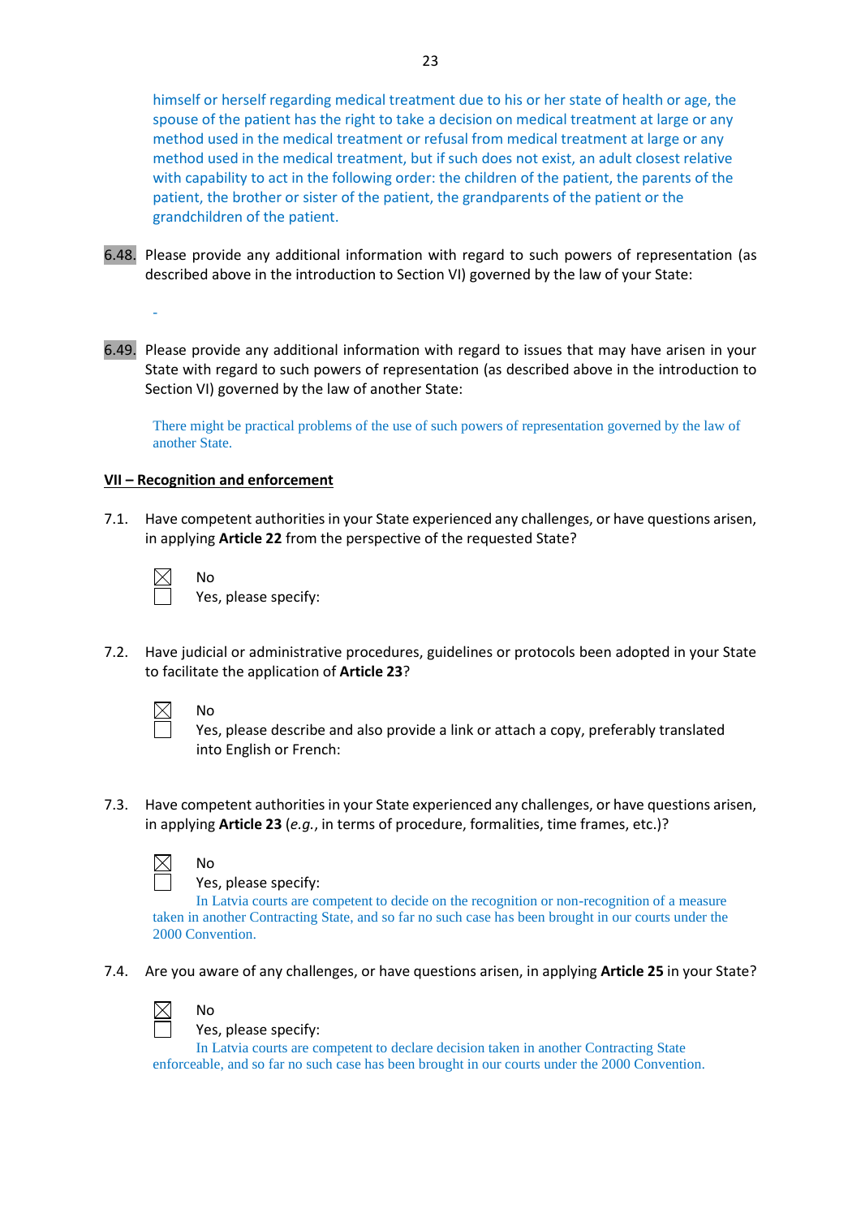himself or herself regarding medical treatment due to his or her state of health or age, the spouse of the patient has the right to take a decision on medical treatment at large or any method used in the medical treatment or refusal from medical treatment at large or any method used in the medical treatment, but if such does not exist, an adult closest relative with capability to act in the following order: the children of the patient, the parents of the patient, the brother or sister of the patient, the grandparents of the patient or the grandchildren of the patient.

6.48. Please provide any additional information with regard to such powers of representation (as described above in the introduction to Section VI) governed by the law of your State:

-

6.49. Please provide any additional information with regard to issues that may have arisen in your State with regard to such powers of representation (as described above in the introduction to Section VI) governed by the law of another State:

There might be practical problems of the use of such powers of representation governed by the law of another State.

## VII – Recognition and enforcement

7.1. Have competent authorities in your State experienced any challenges, or have questions arisen, in applying **Article 22** from the perspective of the requested State?

☒ No
☐ Yes, please specify:

7.2. Have judicial or administrative procedures, guidelines or protocols been adopted in your State to facilitate the application of **Article 23**?

☒ No
☐ Yes, please describe and also provide a link or attach a copy, preferably translated into English or French:

7.3. Have competent authorities in your State experienced any challenges, or have questions arisen, in applying **Article 23** (*e.g.*, in terms of procedure, formalities, time frames, etc.)?

☒ No
☐ Yes, please specify:

In Latvia courts are competent to decide on the recognition or non-recognition of a measure taken in another Contracting State, and so far no such case has been brought in our courts under the 2000 Convention.

7.4. Are you aware of any challenges, or have questions arisen, in applying **Article 25** in your State?

☒ No
☐ Yes, please specify:

In Latvia courts are competent to declare decision taken in another Contracting State enforceable, and so far no such case has been brought in our courts under the 2000 Convention.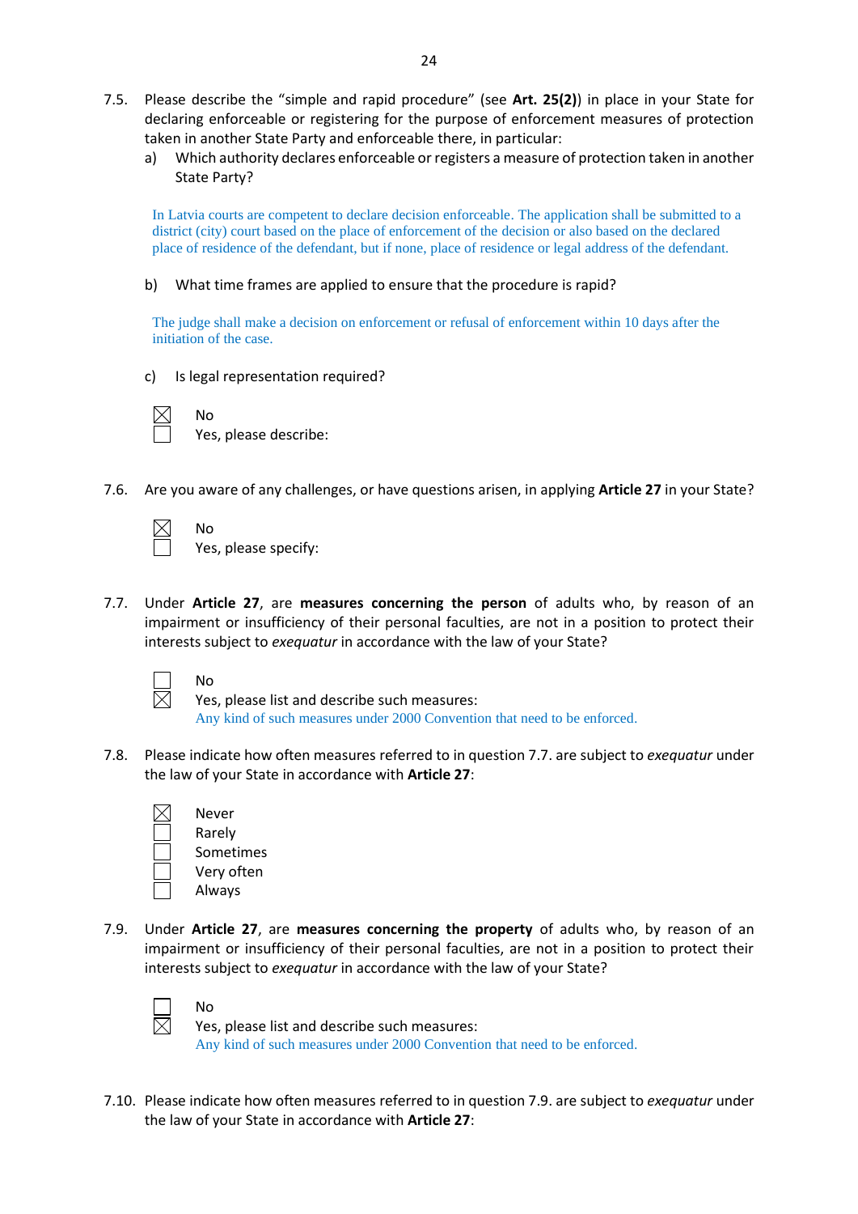7.5. Please describe the "simple and rapid procedure" (see **Art. 25(2)**) in place in your State for declaring enforceable or registering for the purpose of enforcement measures of protection taken in another State Party and enforceable there, in particular:

a) Which authority declares enforceable or registers a measure of protection taken in another State Party?

In Latvia courts are competent to declare decision enforceable. The application shall be submitted to a district (city) court based on the place of enforcement of the decision or also based on the declared place of residence of the defendant, but if none, place of residence or legal address of the defendant.

b) What time frames are applied to ensure that the procedure is rapid?

The judge shall make a decision on enforcement or refusal of enforcement within 10 days after the initiation of the case.

c) Is legal representation required?

☒ No
☐ Yes, please describe:

7.6. Are you aware of any challenges, or have questions arisen, in applying **Article 27** in your State?

☒ No
☐ Yes, please specify:

7.7. Under **Article 27**, are **measures concerning the person** of adults who, by reason of an impairment or insufficiency of their personal faculties, are not in a position to protect their interests subject to *exequatur* in accordance with the law of your State?

☐ No
☒ Yes, please list and describe such measures:
Any kind of such measures under 2000 Convention that need to be enforced.

7.8. Please indicate how often measures referred to in question 7.7. are subject to *exequatur* under the law of your State in accordance with **Article 27**:

☒ Never
☐ Rarely
☐ Sometimes
☐ Very often
☐ Always

7.9. Under **Article 27**, are **measures concerning the property** of adults who, by reason of an impairment or insufficiency of their personal faculties, are not in a position to protect their interests subject to *exequatur* in accordance with the law of your State?

☐ No
☒ Yes, please list and describe such measures:
Any kind of such measures under 2000 Convention that need to be enforced.

7.10. Please indicate how often measures referred to in question 7.9. are subject to *exequatur* under the law of your State in accordance with **Article 27**: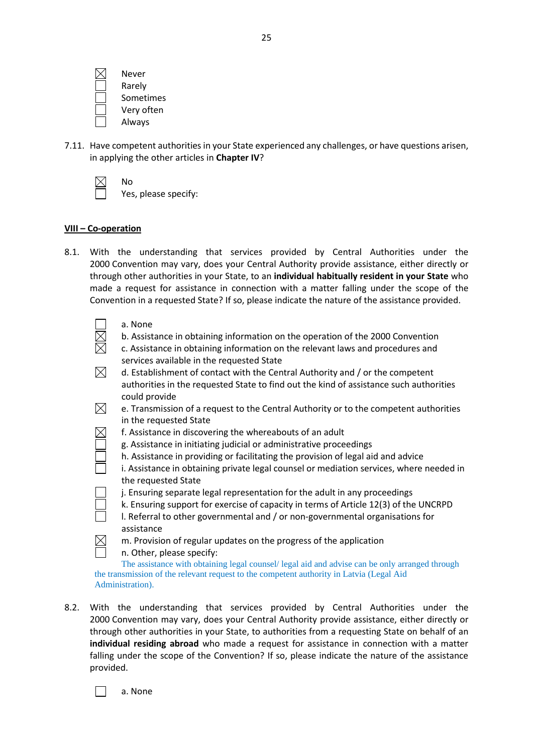- ☒ Never
- ☐ Rarely
- ☐ Sometimes
- ☐ Very often
- ☐ Always

7.11. Have competent authorities in your State experienced any challenges, or have questions arisen, in applying the other articles in **Chapter IV**?

- ☒ No
- ☐ Yes, please specify:

## <u>VIII – Co-operation</u>

8.1. With the understanding that services provided by Central Authorities under the 2000 Convention may vary, does your Central Authority provide assistance, either directly or through other authorities in your State, to an **individual habitually resident in your State** who made a request for assistance in connection with a matter falling under the scope of the Convention in a requested State? If so, please indicate the nature of the assistance provided.

- ☐ a. None
- ☒ b. Assistance in obtaining information on the operation of the 2000 Convention
- ☒ c. Assistance in obtaining information on the relevant laws and procedures and services available in the requested State
- ☒ d. Establishment of contact with the Central Authority and / or the competent authorities in the requested State to find out the kind of assistance such authorities could provide
- ☒ e. Transmission of a request to the Central Authority or to the competent authorities in the requested State
- ☒ f. Assistance in discovering the whereabouts of an adult
- ☐ g. Assistance in initiating judicial or administrative proceedings
- ☐ h. Assistance in providing or facilitating the provision of legal aid and advice
- ☐ i. Assistance in obtaining private legal counsel or mediation services, where needed in the requested State
- ☐ j. Ensuring separate legal representation for the adult in any proceedings
- ☐ k. Ensuring support for exercise of capacity in terms of Article 12(3) of the UNCRPD
- ☐ l. Referral to other governmental and / or non-governmental organisations for assistance
- ☒ m. Provision of regular updates on the progress of the application
- ☐ n. Other, please specify:

The assistance with obtaining legal counsel/ legal aid and advise can be only arranged through the transmission of the relevant request to the competent authority in Latvia (Legal Aid Administration).

8.2. With the understanding that services provided by Central Authorities under the 2000 Convention may vary, does your Central Authority provide assistance, either directly or through other authorities in your State, to authorities from a requesting State on behalf of an **individual residing abroad** who made a request for assistance in connection with a matter falling under the scope of the Convention? If so, please indicate the nature of the assistance provided.

- ☐ a. None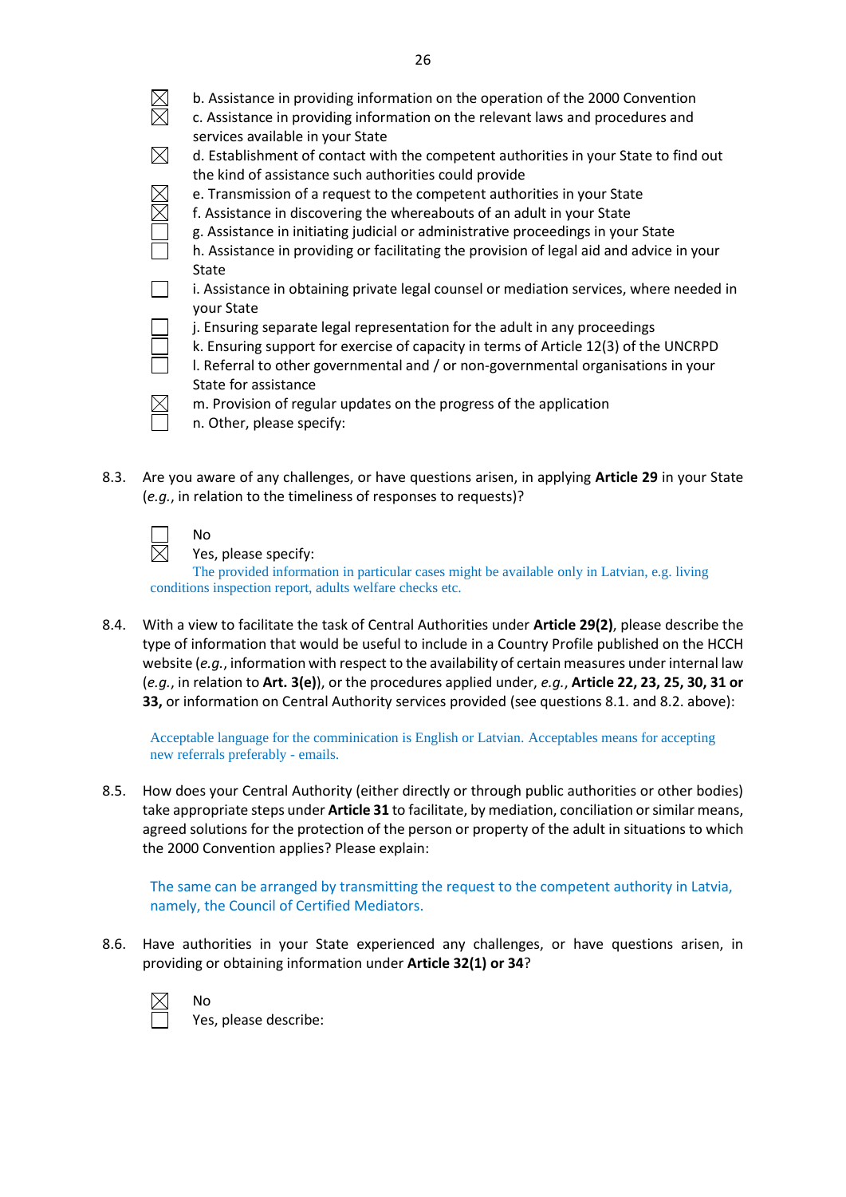- ☒ b. Assistance in providing information on the operation of the 2000 Convention
- ☒ c. Assistance in providing information on the relevant laws and procedures and services available in your State
- ☒ d. Establishment of contact with the competent authorities in your State to find out the kind of assistance such authorities could provide
- ☒ e. Transmission of a request to the competent authorities in your State
- ☒ f. Assistance in discovering the whereabouts of an adult in your State
- ☐ g. Assistance in initiating judicial or administrative proceedings in your State
- ☐ h. Assistance in providing or facilitating the provision of legal aid and advice in your State
- ☐ i. Assistance in obtaining private legal counsel or mediation services, where needed in your State
- ☐ j. Ensuring separate legal representation for the adult in any proceedings
- ☐ k. Ensuring support for exercise of capacity in terms of Article 12(3) of the UNCRPD
- ☐ l. Referral to other governmental and / or non-governmental organisations in your State for assistance
- ☒ m. Provision of regular updates on the progress of the application
- ☐ n. Other, please specify:

8.3. Are you aware of any challenges, or have questions arisen, in applying **Article 29** in your State (*e.g.*, in relation to the timeliness of responses to requests)?

- ☐ No
- ☒ Yes, please specify:

The provided information in particular cases might be available only in Latvian, e.g. living conditions inspection report, adults welfare checks etc.

8.4. With a view to facilitate the task of Central Authorities under **Article 29(2)**, please describe the type of information that would be useful to include in a Country Profile published on the HCCH website (*e.g.*, information with respect to the availability of certain measures under internal law (*e.g.*, in relation to **Art. 3(e)**), or the procedures applied under, *e.g.*, **Article 22, 23, 25, 30, 31 or 33,** or information on Central Authority services provided (see questions 8.1. and 8.2. above):

Acceptable language for the comminication is English or Latvian. Acceptables means for accepting new referrals preferably - emails.

8.5. How does your Central Authority (either directly or through public authorities or other bodies) take appropriate steps under **Article 31** to facilitate, by mediation, conciliation or similar means, agreed solutions for the protection of the person or property of the adult in situations to which the 2000 Convention applies? Please explain:

The same can be arranged by transmitting the request to the competent authority in Latvia, namely, the Council of Certified Mediators.

8.6. Have authorities in your State experienced any challenges, or have questions arisen, in providing or obtaining information under **Article 32(1) or 34**?

- ☒ No
- ☐ Yes, please describe: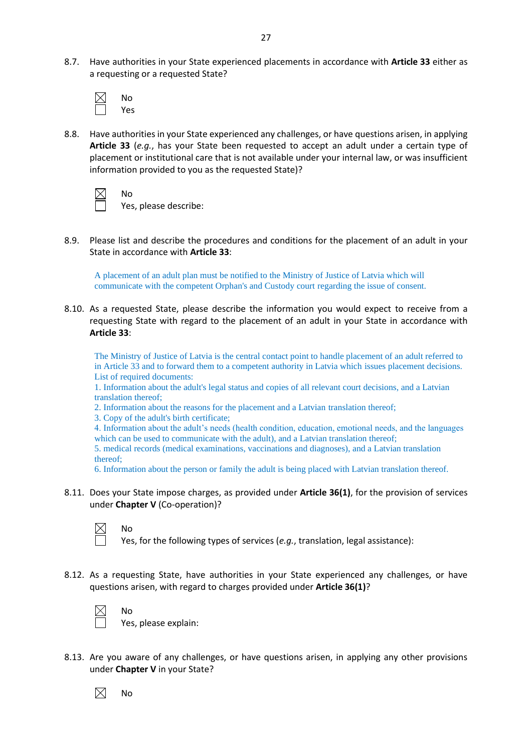8.7. Have authorities in your State experienced placements in accordance with **Article 33** either as a requesting or a requested State?

☒ No
☐ Yes

8.8. Have authorities in your State experienced any challenges, or have questions arisen, in applying **Article 33** (*e.g.*, has your State been requested to accept an adult under a certain type of placement or institutional care that is not available under your internal law, or was insufficient information provided to you as the requested State)?

☒ No
☐ Yes, please describe:

8.9. Please list and describe the procedures and conditions for the placement of an adult in your State in accordance with **Article 33**:

A placement of an adult plan must be notified to the Ministry of Justice of Latvia which will communicate with the competent Orphan's and Custody court regarding the issue of consent.

8.10. As a requested State, please describe the information you would expect to receive from a requesting State with regard to the placement of an adult in your State in accordance with **Article 33**:

The Ministry of Justice of Latvia is the central contact point to handle placement of an adult referred to in Article 33 and to forward them to a competent authority in Latvia which issues placement decisions.
List of required documents:
1. Information about the adult's legal status and copies of all relevant court decisions, and a Latvian translation thereof;
2. Information about the reasons for the placement and a Latvian translation thereof;
3. Copy of the adult's birth certificate;
4. Information about the adult's needs (health condition, education, emotional needs, and the languages which can be used to communicate with the adult), and a Latvian translation thereof;
5. medical records (medical examinations, vaccinations and diagnoses), and a Latvian translation thereof;
6. Information about the person or family the adult is being placed with Latvian translation thereof.

8.11. Does your State impose charges, as provided under **Article 36(1)**, for the provision of services under **Chapter V** (Co-operation)?

☒ No
☐ Yes, for the following types of services (*e.g.*, translation, legal assistance):

8.12. As a requesting State, have authorities in your State experienced any challenges, or have questions arisen, with regard to charges provided under **Article 36(1)**?

☒ No
☐ Yes, please explain:

8.13. Are you aware of any challenges, or have questions arisen, in applying any other provisions under **Chapter V** in your State?

☒ No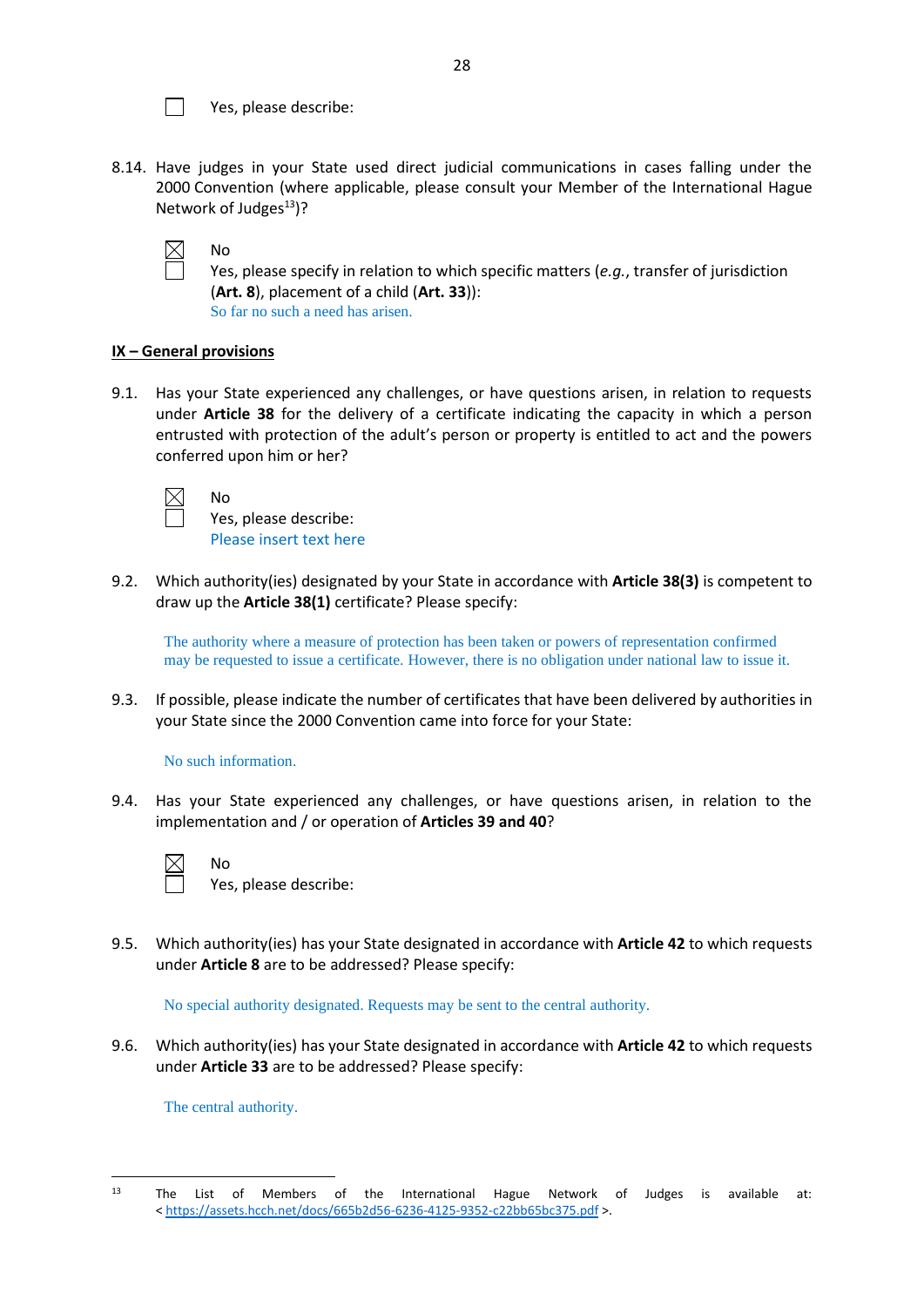☐ Yes, please describe:

8.14. Have judges in your State used direct judicial communications in cases falling under the 2000 Convention (where applicable, please consult your Member of the International Hague Network of Judges[13])?

☒ No
☐ Yes, please specify in relation to which specific matters (*e.g.*, transfer of jurisdiction (**Art. 8**), placement of a child (**Art. 33**)):
So far no such a need has arisen.

**IX – General provisions**

9.1. Has your State experienced any challenges, or have questions arisen, in relation to requests under **Article 38** for the delivery of a certificate indicating the capacity in which a person entrusted with protection of the adult's person or property is entitled to act and the powers conferred upon him or her?

☒ No
☐ Yes, please describe:
Please insert text here

9.2. Which authority(ies) designated by your State in accordance with **Article 38(3)** is competent to draw up the **Article 38(1)** certificate? Please specify:

The authority where a measure of protection has been taken or powers of representation confirmed may be requested to issue a certificate. However, there is no obligation under national law to issue it.

9.3. If possible, please indicate the number of certificates that have been delivered by authorities in your State since the 2000 Convention came into force for your State:

No such information.

9.4. Has your State experienced any challenges, or have questions arisen, in relation to the implementation and / or operation of **Articles 39 and 40**?

☒ No
☐ Yes, please describe:

9.5. Which authority(ies) has your State designated in accordance with **Article 42** to which requests under **Article 8** are to be addressed? Please specify:

No special authority designated. Requests may be sent to the central authority.

9.6. Which authority(ies) has your State designated in accordance with **Article 42** to which requests under **Article 33** are to be addressed? Please specify:

The central authority.

---

[13] The List of Members of the International Hague Network of Judges is available at: < https://assets.hcch.net/docs/665b2d56-6236-4125-9352-c22bb65bc375.pdf >.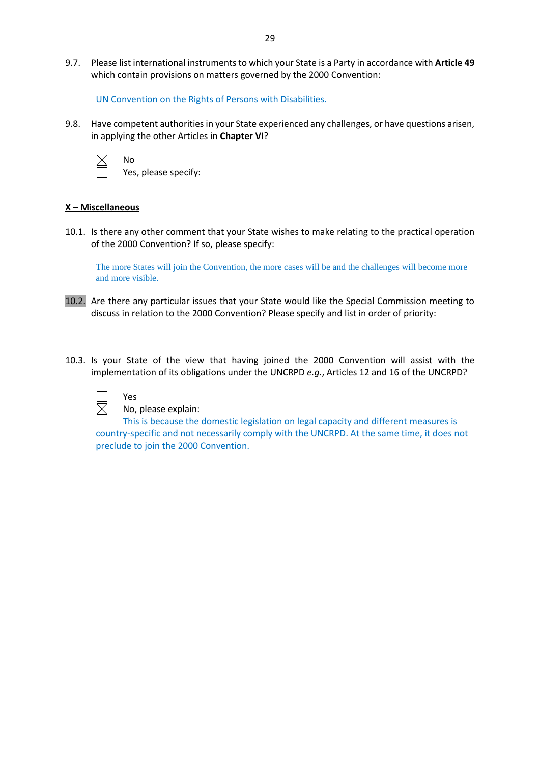9.7. Please list international instruments to which your State is a Party in accordance with **Article 49** which contain provisions on matters governed by the 2000 Convention:

UN Convention on the Rights of Persons with Disabilities.

9.8. Have competent authorities in your State experienced any challenges, or have questions arisen, in applying the other Articles in **Chapter VI**?

☒ No
☐ Yes, please specify:

## X – Miscellaneous

10.1. Is there any other comment that your State wishes to make relating to the practical operation of the 2000 Convention? If so, please specify:

The more States will join the Convention, the more cases will be and the challenges will become more and more visible.

10.2. Are there any particular issues that your State would like the Special Commission meeting to discuss in relation to the 2000 Convention? Please specify and list in order of priority:

10.3. Is your State of the view that having joined the 2000 Convention will assist with the implementation of its obligations under the UNCRPD *e.g.*, Articles 12 and 16 of the UNCRPD?

☐ Yes
☒ No, please explain:
This is because the domestic legislation on legal capacity and different measures is country-specific and not necessarily comply with the UNCRPD. At the same time, it does not preclude to join the 2000 Convention.